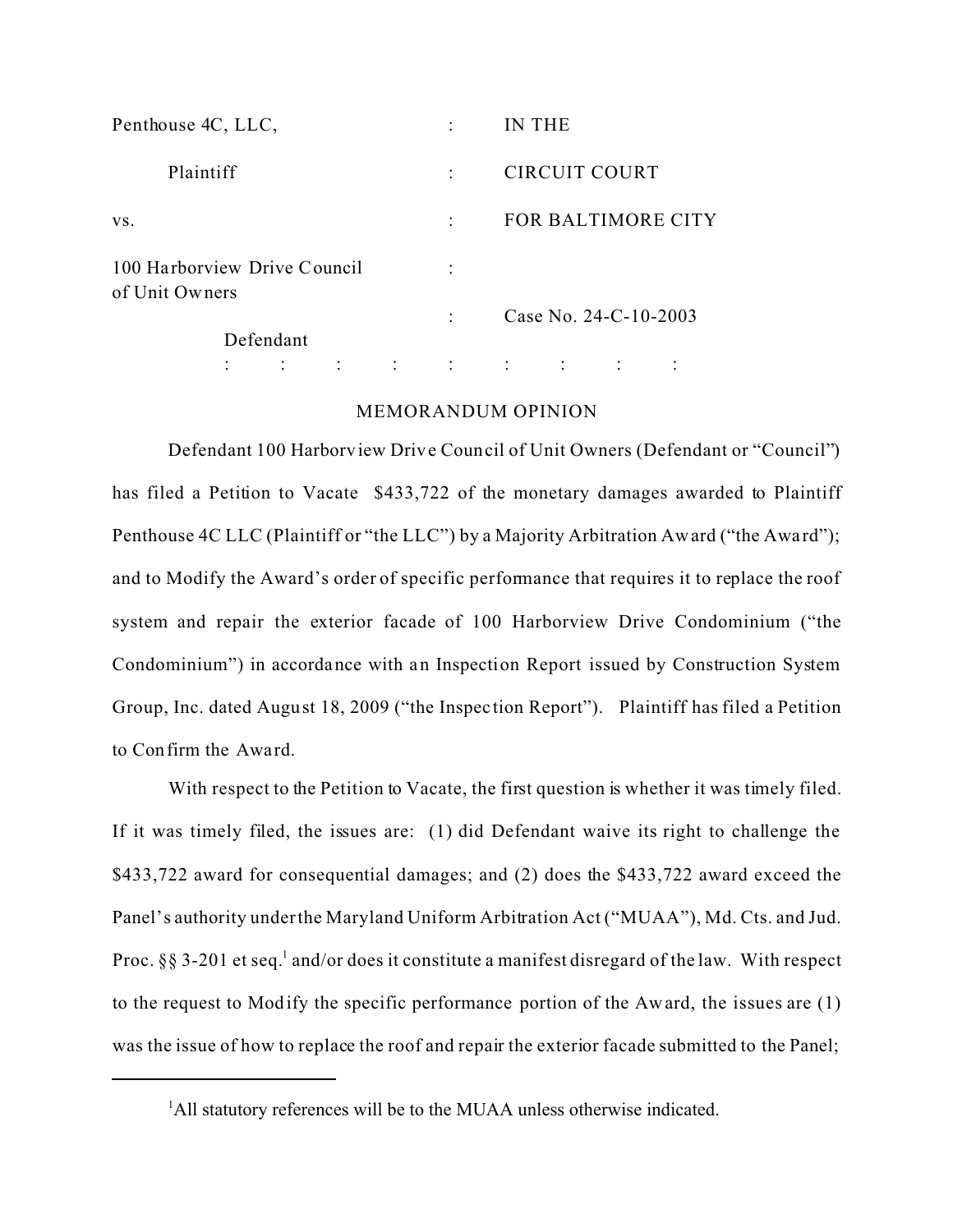| | | |
|---|---|---|
| Penthouse 4C, LLC, | : | IN THE |
| Plaintiff | : | CIRCUIT COURT |
| vs. | : | FOR BALTIMORE CITY |
| 100 Harborview Drive Council of Unit Owners | : | |
| Defendant | : | Case No. 24-C-10-2003 |

: : : : : : : : :

## MEMORANDUM OPINION

Defendant 100 Harborview Drive Council of Unit Owners (Defendant or "Council") has filed a Petition to Vacate $433,722 of the monetary damages awarded to Plaintiff Penthouse 4C LLC (Plaintiff or "the LLC") by a Majority Arbitration Award ("the Award"); and to Modify the Award's order of specific performance that requires it to replace the roof system and repair the exterior facade of 100 Harborview Drive Condominium ("the Condominium") in accordance with an Inspection Report issued by Construction System Group, Inc. dated August 18, 2009 ("the Inspection Report"). Plaintiff has filed a Petition to Confirm the Award.

With respect to the Petition to Vacate, the first question is whether it was timely filed. If it was timely filed, the issues are: (1) did Defendant waive its right to challenge the $433,722 award for consequential damages; and (2) does the $433,722 award exceed the Panel's authority under the Maryland Uniform Arbitration Act ("MUAA"), Md. Cts. and Jud. Proc. §§ 3-201 et seq.[1] and/or does it constitute a manifest disregard of the law. With respect to the request to Modify the specific performance portion of the Award, the issues are (1) was the issue of how to replace the roof and repair the exterior facade submitted to the Panel;

---

[1]All statutory references will be to the MUAA unless otherwise indicated.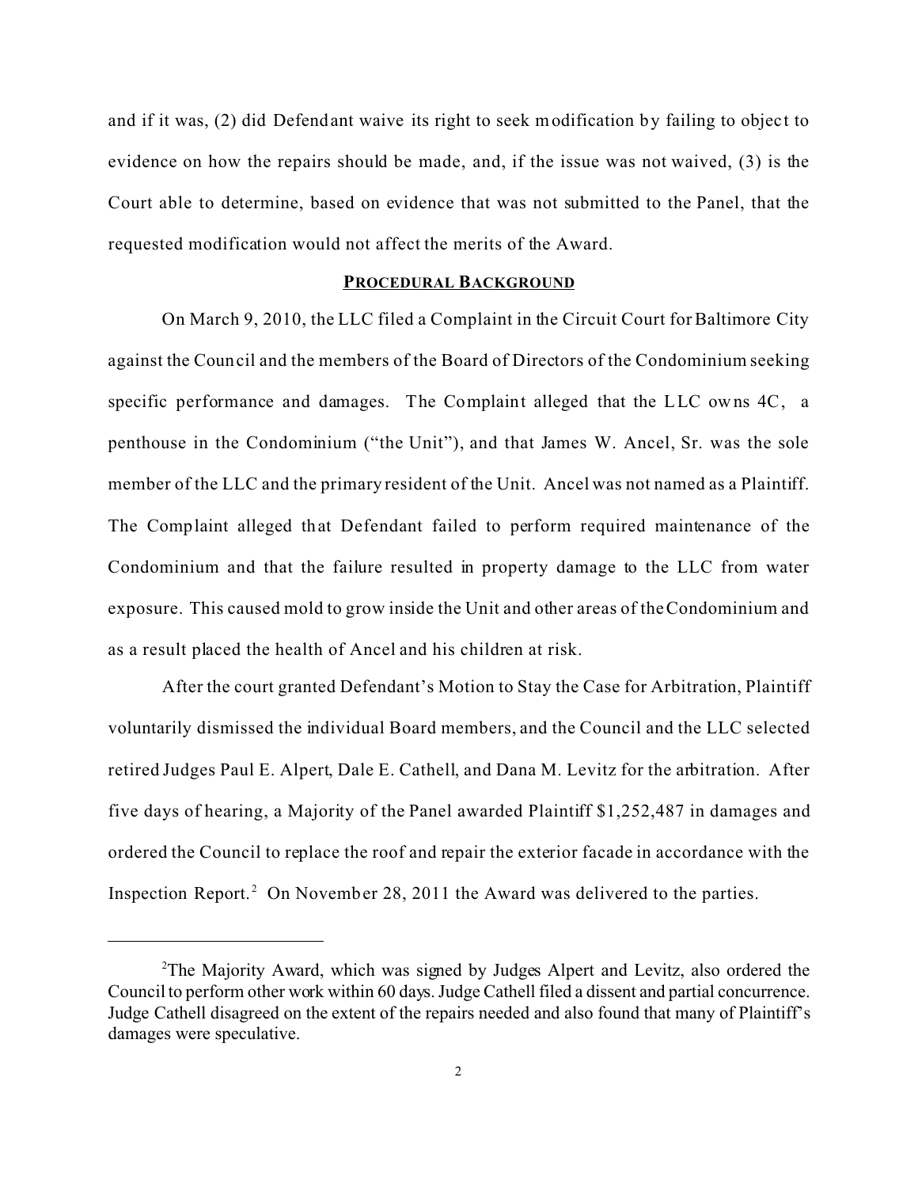and if it was, (2) did Defendant waive its right to seek modification by failing to object to evidence on how the repairs should be made, and, if the issue was not waived, (3) is the Court able to determine, based on evidence that was not submitted to the Panel, that the requested modification would not affect the merits of the Award.

## PROCEDURAL BACKGROUND

On March 9, 2010, the LLC filed a Complaint in the Circuit Court for Baltimore City against the Council and the members of the Board of Directors of the Condominium seeking specific performance and damages. The Complaint alleged that the LLC owns 4C, a penthouse in the Condominium ("the Unit"), and that James W. Ancel, Sr. was the sole member of the LLC and the primary resident of the Unit. Ancel was not named as a Plaintiff. The Complaint alleged that Defendant failed to perform required maintenance of the Condominium and that the failure resulted in property damage to the LLC from water exposure. This caused mold to grow inside the Unit and other areas of the Condominium and as a result placed the health of Ancel and his children at risk.

After the court granted Defendant's Motion to Stay the Case for Arbitration, Plaintiff voluntarily dismissed the individual Board members, and the Council and the LLC selected retired Judges Paul E. Alpert, Dale E. Cathell, and Dana M. Levitz for the arbitration. After five days of hearing, a Majority of the Panel awarded Plaintiff $1,252,487 in damages and ordered the Council to replace the roof and repair the exterior facade in accordance with the Inspection Report.[2] On November 28, 2011 the Award was delivered to the parties.

---

[2]The Majority Award, which was signed by Judges Alpert and Levitz, also ordered the Council to perform other work within 60 days. Judge Cathell filed a dissent and partial concurrence. Judge Cathell disagreed on the extent of the repairs needed and also found that many of Plaintiff's damages were speculative.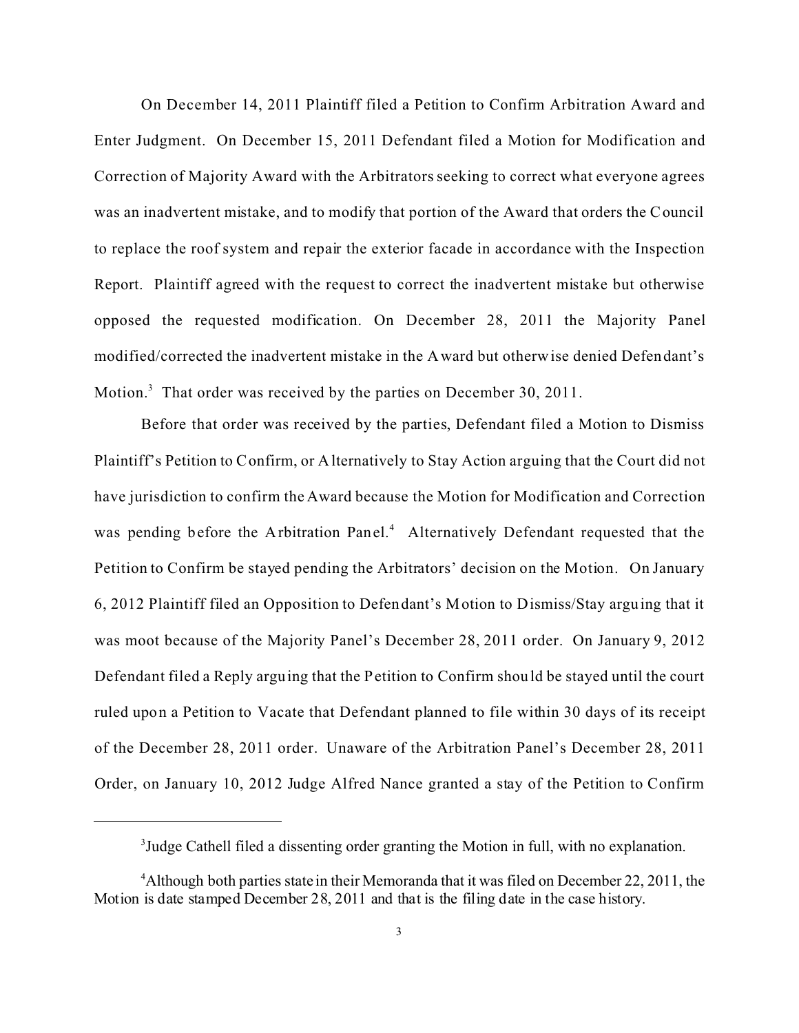On December 14, 2011 Plaintiff filed a Petition to Confirm Arbitration Award and Enter Judgment. On December 15, 2011 Defendant filed a Motion for Modification and Correction of Majority Award with the Arbitrators seeking to correct what everyone agrees was an inadvertent mistake, and to modify that portion of the Award that orders the Council to replace the roof system and repair the exterior facade in accordance with the Inspection Report. Plaintiff agreed with the request to correct the inadvertent mistake but otherwise opposed the requested modification. On December 28, 2011 the Majority Panel modified/corrected the inadvertent mistake in the Award but otherwise denied Defendant's Motion.[3] That order was received by the parties on December 30, 2011.

Before that order was received by the parties, Defendant filed a Motion to Dismiss Plaintiff's Petition to Confirm, or Alternatively to Stay Action arguing that the Court did not have jurisdiction to confirm the Award because the Motion for Modification and Correction was pending before the Arbitration Panel.[4] Alternatively Defendant requested that the Petition to Confirm be stayed pending the Arbitrators' decision on the Motion. On January 6, 2012 Plaintiff filed an Opposition to Defendant's Motion to Dismiss/Stay arguing that it was moot because of the Majority Panel's December 28, 2011 order. On January 9, 2012 Defendant filed a Reply arguing that the Petition to Confirm should be stayed until the court ruled upon a Petition to Vacate that Defendant planned to file within 30 days of its receipt of the December 28, 2011 order. Unaware of the Arbitration Panel's December 28, 2011 Order, on January 10, 2012 Judge Alfred Nance granted a stay of the Petition to Confirm

---

[3] Judge Cathell filed a dissenting order granting the Motion in full, with no explanation.

[4] Although both parties state in their Memoranda that it was filed on December 22, 2011, the Motion is date stamped December 28, 2011 and that is the filing date in the case history.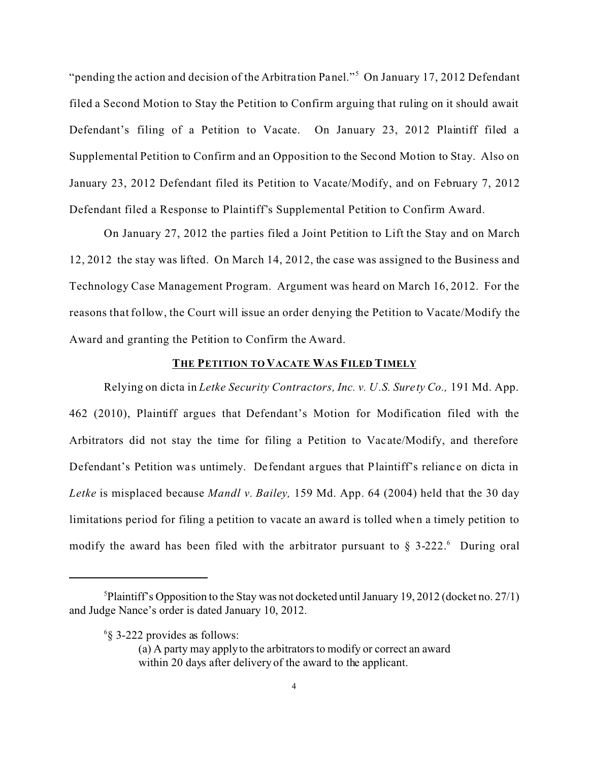"pending the action and decision of the Arbitration Panel."[5] On January 17, 2012 Defendant filed a Second Motion to Stay the Petition to Confirm arguing that ruling on it should await Defendant's filing of a Petition to Vacate. On January 23, 2012 Plaintiff filed a Supplemental Petition to Confirm and an Opposition to the Second Motion to Stay. Also on January 23, 2012 Defendant filed its Petition to Vacate/Modify, and on February 7, 2012 Defendant filed a Response to Plaintiff's Supplemental Petition to Confirm Award.

On January 27, 2012 the parties filed a Joint Petition to Lift the Stay and on March 12, 2012 the stay was lifted. On March 14, 2012, the case was assigned to the Business and Technology Case Management Program. Argument was heard on March 16, 2012. For the reasons that follow, the Court will issue an order denying the Petition to Vacate/Modify the Award and granting the Petition to Confirm the Award.

## **THE PETITION TO VACATE WAS FILED TIMELY**

Relying on dicta in *Letke Security Contractors, Inc. v. U.S. Surety Co.,* 191 Md. App. 462 (2010), Plaintiff argues that Defendant's Motion for Modification filed with the Arbitrators did not stay the time for filing a Petition to Vacate/Modify, and therefore Defendant's Petition was untimely. Defendant argues that Plaintiff's reliance on dicta in *Letke* is misplaced because *Mandl v. Bailey,* 159 Md. App. 64 (2004) held that the 30 day limitations period for filing a petition to vacate an award is tolled when a timely petition to modify the award has been filed with the arbitrator pursuant to § 3-222.[6] During oral

---

[5] Plaintiff's Opposition to the Stay was not docketed until January 19, 2012 (docket no. 27/1) and Judge Nance's order is dated January 10, 2012.

[6] § 3-222 provides as follows:

> (a) A party may apply to the arbitrators to modify or correct an award within 20 days after delivery of the award to the applicant.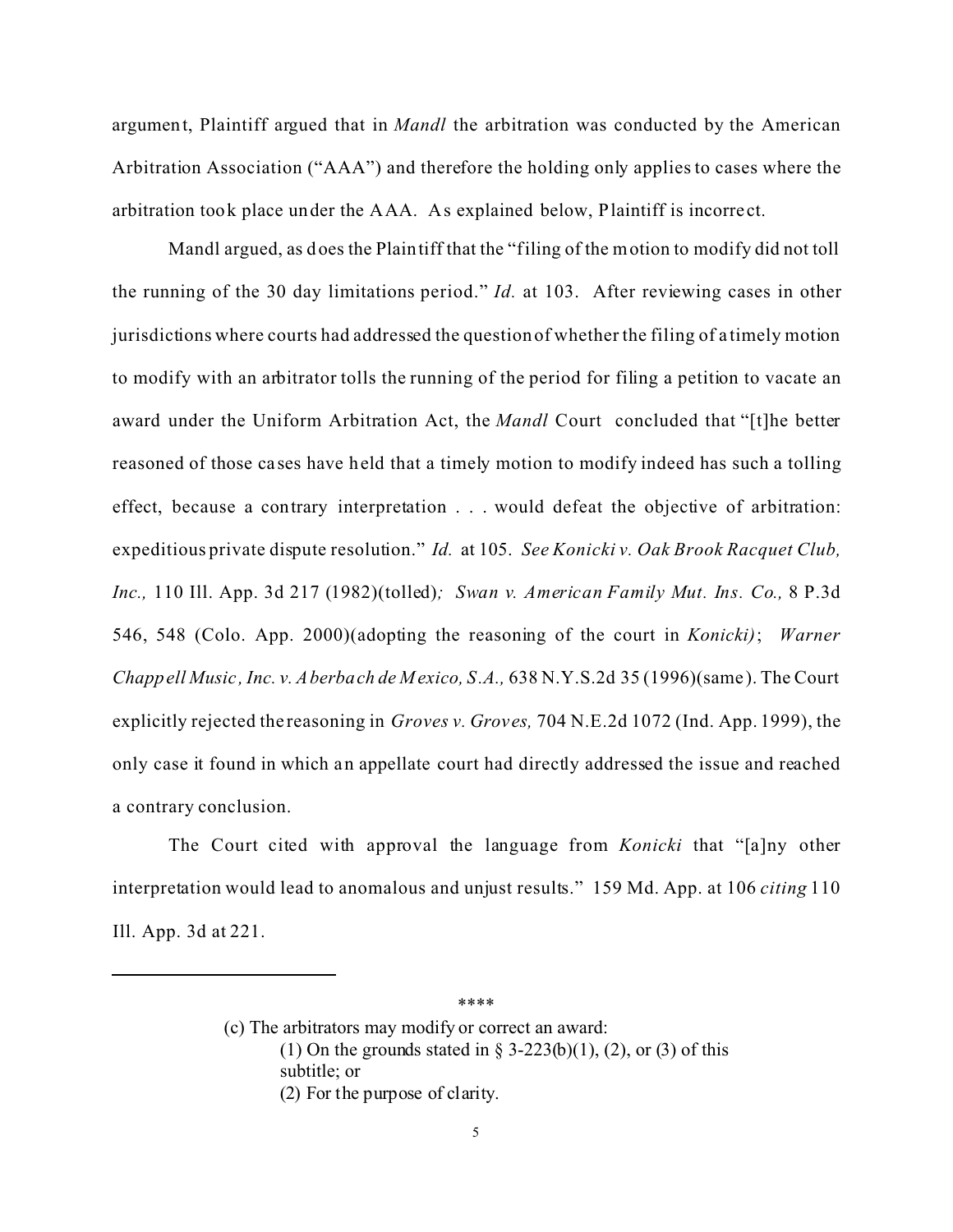argument, Plaintiff argued that in *Mandl* the arbitration was conducted by the American Arbitration Association ("AAA") and therefore the holding only applies to cases where the arbitration took place under the AAA. As explained below, Plaintiff is incorrect.

Mandl argued, as does the Plaintiff that the "filing of the motion to modify did not toll the running of the 30 day limitations period." *Id.* at 103. After reviewing cases in other jurisdictions where courts had addressed the question of whether the filing of a timely motion to modify with an arbitrator tolls the running of the period for filing a petition to vacate an award under the Uniform Arbitration Act, the *Mandl* Court concluded that "[t]he better reasoned of those cases have held that a timely motion to modify indeed has such a tolling effect, because a contrary interpretation . . . would defeat the objective of arbitration: expeditious private dispute resolution." *Id.* at 105. *See Konicki v. Oak Brook Racquet Club, Inc.,* 110 Ill. App. 3d 217 (1982)(tolled)*; Swan v. American Family Mut. Ins. Co.,* 8 P.3d 546, 548 (Colo. App. 2000)(adopting the reasoning of the court in *Konicki)*; *Warner Chappell Music, Inc. v. Aberbach de Mexico, S.A.,* 638 N.Y.S.2d 35 (1996)(same). The Court explicitly rejected the reasoning in *Groves v. Groves,* 704 N.E.2d 1072 (Ind. App. 1999), the only case it found in which an appellate court had directly addressed the issue and reached a contrary conclusion.

The Court cited with approval the language from *Konicki* that "[a]ny other interpretation would lead to anomalous and unjust results." 159 Md. App. at 106 *citing* 110 Ill. App. 3d at 221.

---

****

> (c) The arbitrators may modify or correct an award:
>
> (1) On the grounds stated in § 3-223(b)(1), (2), or (3) of this subtitle; or
>
> (2) For the purpose of clarity.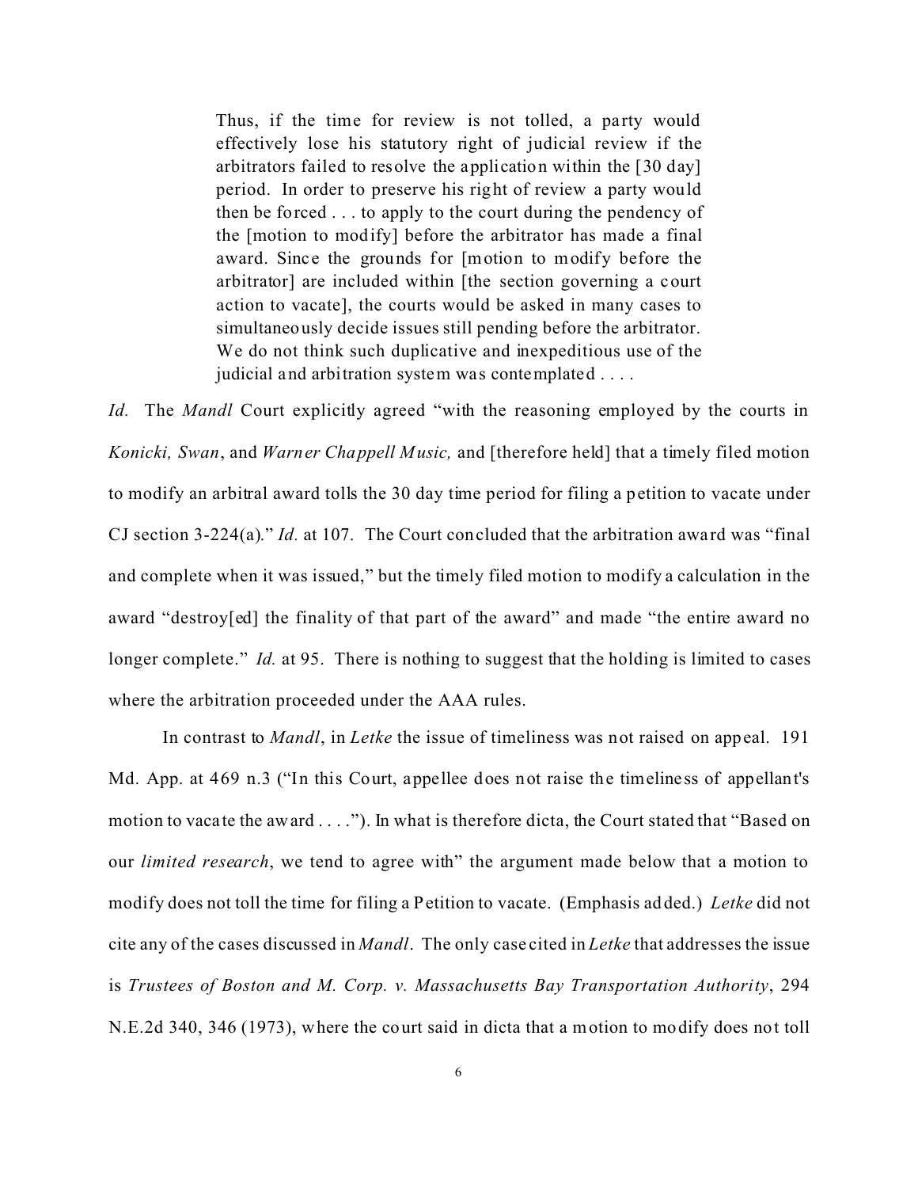> Thus, if the time for review is not tolled, a party would effectively lose his statutory right of judicial review if the arbitrators failed to resolve the application within the [30 day] period. In order to preserve his right of review a party would then be forced . . . to apply to the court during the pendency of the [motion to modify] before the arbitrator has made a final award. Since the grounds for [motion to modify before the arbitrator] are included within [the section governing a court action to vacate], the courts would be asked in many cases to simultaneously decide issues still pending before the arbitrator. We do not think such duplicative and inexpeditious use of the judicial and arbitration system was contemplated . . . .

*Id.* The *Mandl* Court explicitly agreed "with the reasoning employed by the courts in *Konicki, Swan*, and *Warner Chappell Music,* and [therefore held] that a timely filed motion to modify an arbitral award tolls the 30 day time period for filing a petition to vacate under CJ section 3-224(a)." *Id.* at 107. The Court concluded that the arbitration award was "final and complete when it was issued," but the timely filed motion to modify a calculation in the award "destroy[ed] the finality of that part of the award" and made "the entire award no longer complete." *Id.* at 95. There is nothing to suggest that the holding is limited to cases where the arbitration proceeded under the AAA rules.

In contrast to *Mandl*, in *Letke* the issue of timeliness was not raised on appeal. 191 Md. App. at 469 n.3 ("In this Court, appellee does not raise the timeliness of appellant's motion to vacate the award . . . ."). In what is therefore dicta, the Court stated that "Based on our *limited research*, we tend to agree with" the argument made below that a motion to modify does not toll the time for filing a Petition to vacate. (Emphasis added.) *Letke* did not cite any of the cases discussed in *Mandl*. The only case cited in *Letke* that addresses the issue is *Trustees of Boston and M. Corp. v. Massachusetts Bay Transportation Authority*, 294 N.E.2d 340, 346 (1973), where the court said in dicta that a motion to modify does not toll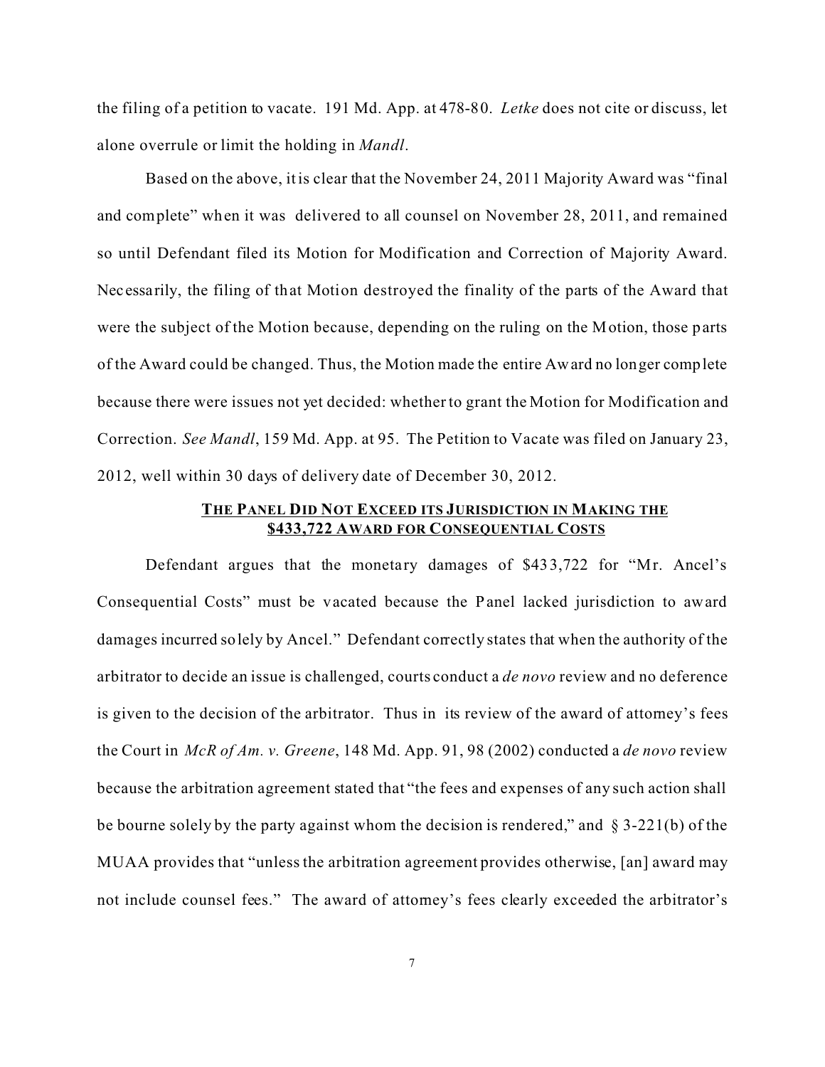the filing of a petition to vacate. 191 Md. App. at 478-80. *Letke* does not cite or discuss, let alone overrule or limit the holding in *Mandl*.

Based on the above, it is clear that the November 24, 2011 Majority Award was "final and complete" when it was delivered to all counsel on November 28, 2011, and remained so until Defendant filed its Motion for Modification and Correction of Majority Award. Necessarily, the filing of that Motion destroyed the finality of the parts of the Award that were the subject of the Motion because, depending on the ruling on the Motion, those parts of the Award could be changed. Thus, the Motion made the entire Award no longer complete because there were issues not yet decided: whether to grant the Motion for Modification and Correction. *See Mandl*, 159 Md. App. at 95. The Petition to Vacate was filed on January 23, 2012, well within 30 days of delivery date of December 30, 2012.

## THE PANEL DID NOT EXCEED ITS JURISDICTION IN MAKING THE $433,722 AWARD FOR CONSEQUENTIAL COSTS

Defendant argues that the monetary damages of $433,722 for "Mr. Ancel's Consequential Costs" must be vacated because the Panel lacked jurisdiction to award damages incurred solely by Ancel." Defendant correctly states that when the authority of the arbitrator to decide an issue is challenged, courts conduct a *de novo* review and no deference is given to the decision of the arbitrator. Thus in its review of the award of attorney's fees the Court in *McR of Am. v. Greene*, 148 Md. App. 91, 98 (2002) conducted a *de novo* review because the arbitration agreement stated that "the fees and expenses of any such action shall be bourne solely by the party against whom the decision is rendered," and § 3-221(b) of the MUAA provides that "unless the arbitration agreement provides otherwise, [an] award may not include counsel fees." The award of attorney's fees clearly exceeded the arbitrator's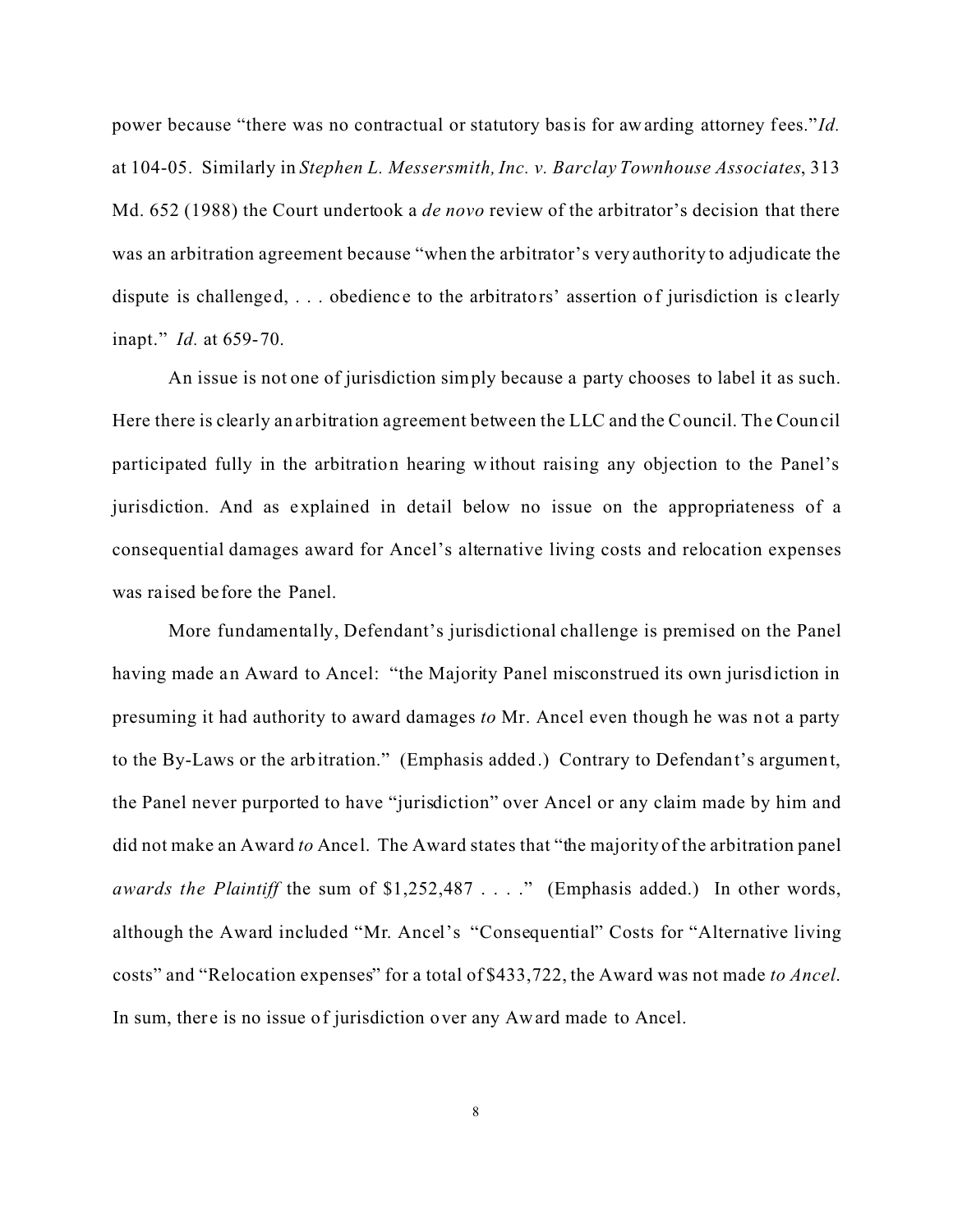power because "there was no contractual or statutory basis for awarding attorney fees." *Id.* at 104-05. Similarly in *Stephen L. Messersmith, Inc. v. Barclay Townhouse Associates*, 313 Md. 652 (1988) the Court undertook a *de novo* review of the arbitrator's decision that there was an arbitration agreement because "when the arbitrator's very authority to adjudicate the dispute is challenged, . . . obedience to the arbitrators' assertion of jurisdiction is clearly inapt." *Id.* at 659-70.

An issue is not one of jurisdiction simply because a party chooses to label it as such. Here there is clearly an arbitration agreement between the LLC and the Council. The Council participated fully in the arbitration hearing without raising any objection to the Panel's jurisdiction. And as explained in detail below no issue on the appropriateness of a consequential damages award for Ancel's alternative living costs and relocation expenses was raised before the Panel.

More fundamentally, Defendant's jurisdictional challenge is premised on the Panel having made an Award to Ancel: "the Majority Panel misconstrued its own jurisdiction in presuming it had authority to award damages *to* Mr. Ancel even though he was not a party to the By-Laws or the arbitration." (Emphasis added.) Contrary to Defendant's argument, the Panel never purported to have "jurisdiction" over Ancel or any claim made by him and did not make an Award *to* Ancel. The Award states that "the majority of the arbitration panel *awards the Plaintiff* the sum of $1,252,487 . . . ." (Emphasis added.) In other words, although the Award included "Mr. Ancel's "Consequential" Costs for "Alternative living costs" and "Relocation expenses" for a total of $433,722, the Award was not made *to Ancel*. In sum, there is no issue of jurisdiction over any Award made to Ancel.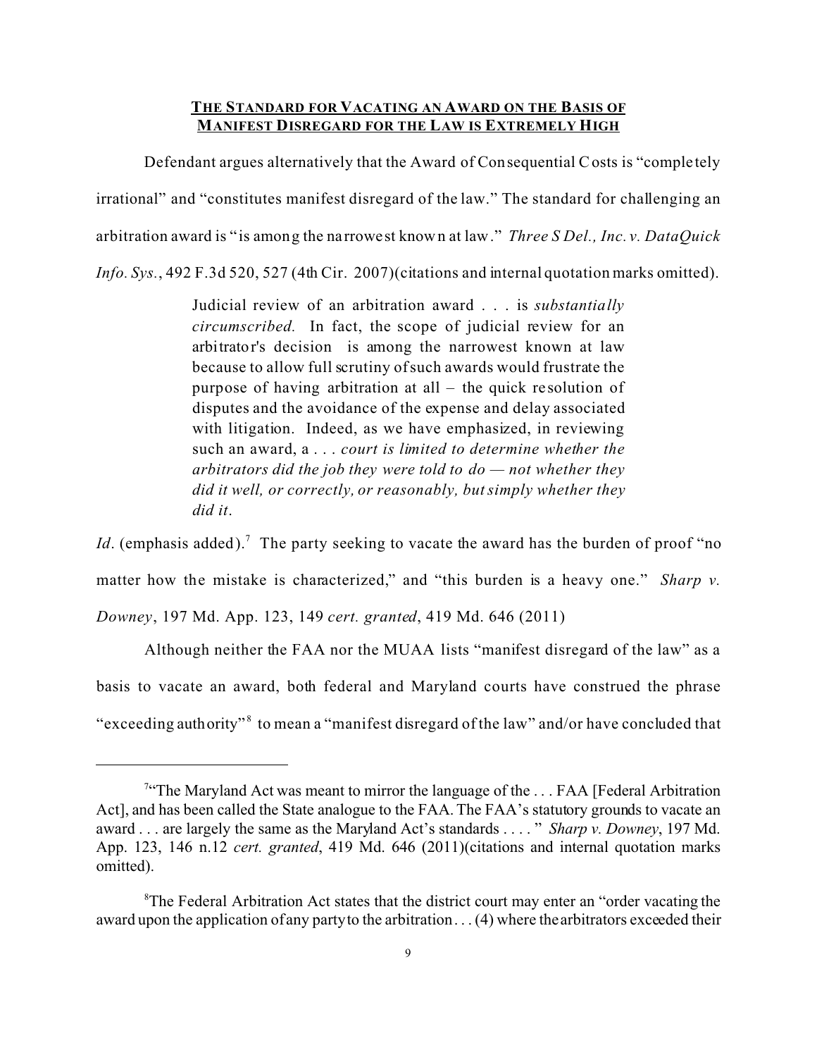**THE STANDARD FOR VACATING AN AWARD ON THE BASIS OF MANIFEST DISREGARD FOR THE LAW IS EXTREMELY HIGH**

Defendant argues alternatively that the Award of Consequential Costs is "completely irrational" and "constitutes manifest disregard of the law." The standard for challenging an arbitration award is "is among the narrowest known at law." *Three S Del., Inc. v. DataQuick Info. Sys.*, 492 F.3d 520, 527 (4th Cir. 2007)(citations and internal quotation marks omitted).

> Judicial review of an arbitration award . . . is *substantially circumscribed.* In fact, the scope of judicial review for an arbitrator's decision is among the narrowest known at law because to allow full scrutiny of such awards would frustrate the purpose of having arbitration at all – the quick resolution of disputes and the avoidance of the expense and delay associated with litigation. Indeed, as we have emphasized, in reviewing such an award, a . . . *court is limited to determine whether the arbitrators did the job they were told to do — not whether they did it well, or correctly, or reasonably, but simply whether they did it.*

*Id*. (emphasis added).[7] The party seeking to vacate the award has the burden of proof "no matter how the mistake is characterized," and "this burden is a heavy one." *Sharp v. Downey*, 197 Md. App. 123, 149 *cert. granted*, 419 Md. 646 (2011)

Although neither the FAA nor the MUAA lists "manifest disregard of the law" as a basis to vacate an award, both federal and Maryland courts have construed the phrase "exceeding authority"[8] to mean a "manifest disregard of the law" and/or have concluded that

---

[7]"The Maryland Act was meant to mirror the language of the . . . FAA [Federal Arbitration Act], and has been called the State analogue to the FAA. The FAA's statutory grounds to vacate an award . . . are largely the same as the Maryland Act's standards . . . . " *Sharp v. Downey*, 197 Md. App. 123, 146 n.12 *cert. granted*, 419 Md. 646 (2011)(citations and internal quotation marks omitted).

[8]The Federal Arbitration Act states that the district court may enter an "order vacating the award upon the application of any party to the arbitration . . . (4) where the arbitrators exceeded their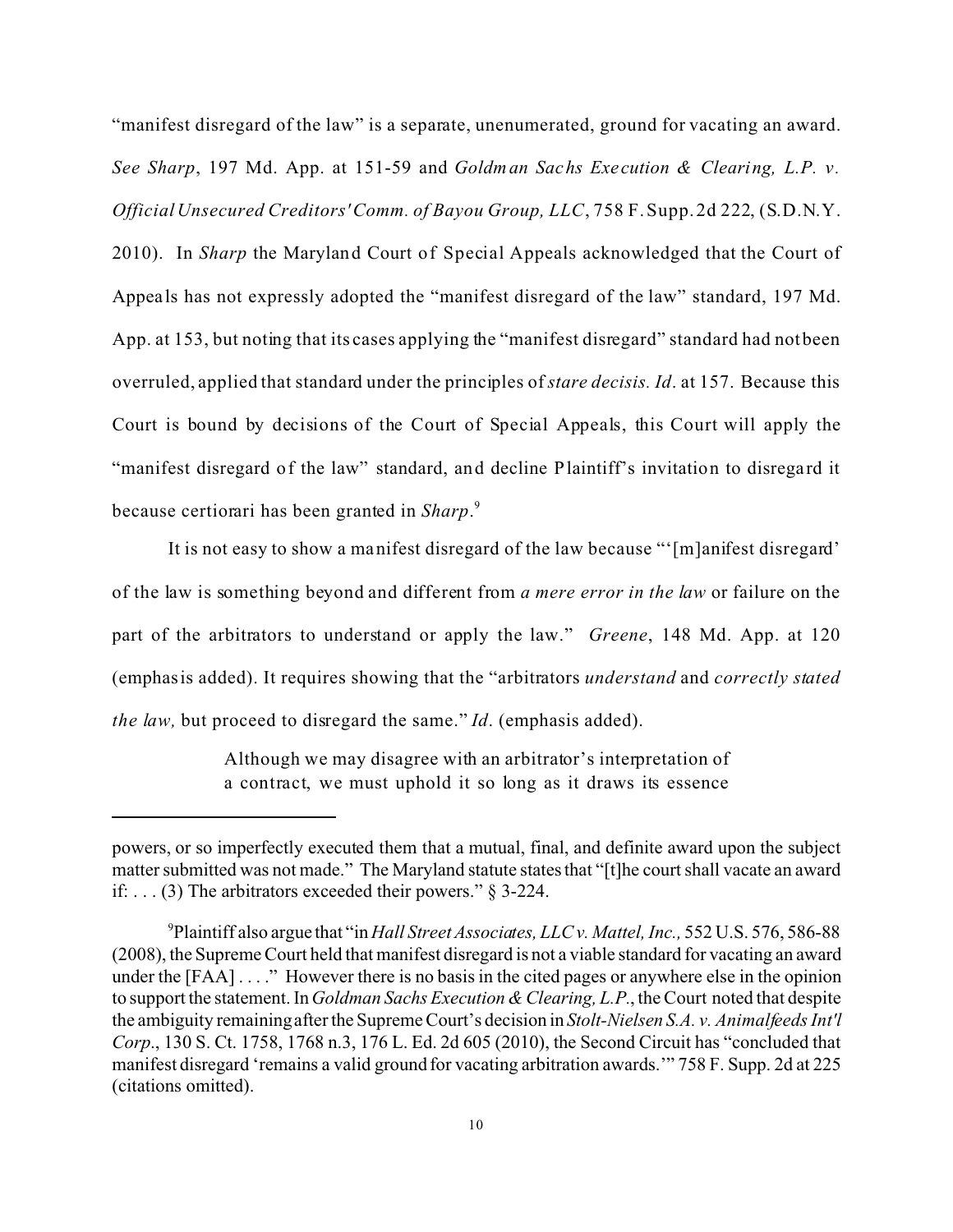"manifest disregard of the law" is a separate, unenumerated, ground for vacating an award. *See Sharp*, 197 Md. App. at 151-59 and *Goldman Sachs Execution & Clearing, L.P. v. Official Unsecured Creditors' Comm. of Bayou Group, LLC*, 758 F.Supp.2d 222, (S.D.N.Y. 2010). In *Sharp* the Maryland Court of Special Appeals acknowledged that the Court of Appeals has not expressly adopted the "manifest disregard of the law" standard, 197 Md. App. at 153, but noting that its cases applying the "manifest disregard" standard had not been overruled, applied that standard under the principles of *stare decisis*. *Id*. at 157. Because this Court is bound by decisions of the Court of Special Appeals, this Court will apply the "manifest disregard of the law" standard, and decline Plaintiff's invitation to disregard it because certiorari has been granted in *Sharp*.[9]

It is not easy to show a manifest disregard of the law because "'[m]anifest disregard' of the law is something beyond and different from *a mere error in the law* or failure on the part of the arbitrators to understand or apply the law." *Greene*, 148 Md. App. at 120 (emphasis added). It requires showing that the "arbitrators *understand* and *correctly stated the law,* but proceed to disregard the same." *Id*. (emphasis added).

> Although we may disagree with an arbitrator's interpretation of a contract, we must uphold it so long as it draws its essence

---

powers, or so imperfectly executed them that a mutual, final, and definite award upon the subject matter submitted was not made." The Maryland statute states that "[t]he court shall vacate an award if: . . . (3) The arbitrators exceeded their powers." § 3-224.

[9] Plaintiff also argue that "in *Hall Street Associates, LLC v. Mattel, Inc.,* 552 U.S. 576, 586-88 (2008), the Supreme Court held that manifest disregard is not a viable standard for vacating an award under the [FAA] . . . ." However there is no basis in the cited pages or anywhere else in the opinion to support the statement. In *Goldman Sachs Execution & Clearing, L.P.*, the Court noted that despite the ambiguity remaining after the Supreme Court's decision in *Stolt-Nielsen S.A. v. Animalfeeds Int'l Corp*., 130 S. Ct. 1758, 1768 n.3, 176 L. Ed. 2d 605 (2010), the Second Circuit has "concluded that manifest disregard 'remains a valid ground for vacating arbitration awards.'" 758 F. Supp. 2d at 225 (citations omitted).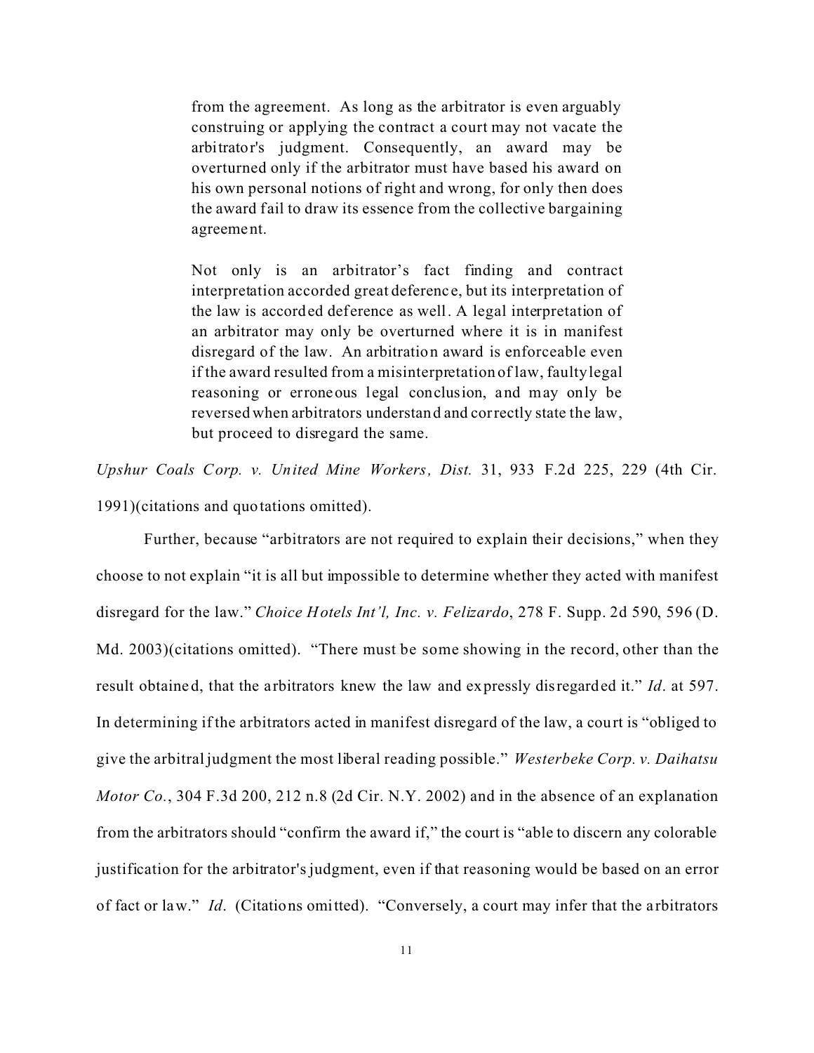> from the agreement. As long as the arbitrator is even arguably construing or applying the contract a court may not vacate the arbitrator's judgment. Consequently, an award may be overturned only if the arbitrator must have based his award on his own personal notions of right and wrong, for only then does the award fail to draw its essence from the collective bargaining agreement.
>
> Not only is an arbitrator's fact finding and contract interpretation accorded great deference, but its interpretation of the law is accorded deference as well. A legal interpretation of an arbitrator may only be overturned where it is in manifest disregard of the law. An arbitration award is enforceable even if the award resulted from a misinterpretation of law, faulty legal reasoning or erroneous legal conclusion, and may only be reversed when arbitrators understand and correctly state the law, but proceed to disregard the same.

*Upshur Coals Corp. v. United Mine Workers, Dist.* 31, 933 F.2d 225, 229 (4th Cir. 1991)(citations and quotations omitted).

Further, because "arbitrators are not required to explain their decisions," when they choose to not explain "it is all but impossible to determine whether they acted with manifest disregard for the law." *Choice Hotels Int'l, Inc. v. Felizardo*, 278 F. Supp. 2d 590, 596 (D. Md. 2003)(citations omitted). "There must be some showing in the record, other than the result obtained, that the arbitrators knew the law and expressly disregarded it." *Id*. at 597. In determining if the arbitrators acted in manifest disregard of the law, a court is "obliged to give the arbitral judgment the most liberal reading possible." *Westerbeke Corp. v. Daihatsu Motor Co.*, 304 F.3d 200, 212 n.8 (2d Cir. N.Y. 2002) and in the absence of an explanation from the arbitrators should "confirm the award if," the court is "able to discern any colorable justification for the arbitrator's judgment, even if that reasoning would be based on an error of fact or law." *Id*. (Citations omitted). "Conversely, a court may infer that the arbitrators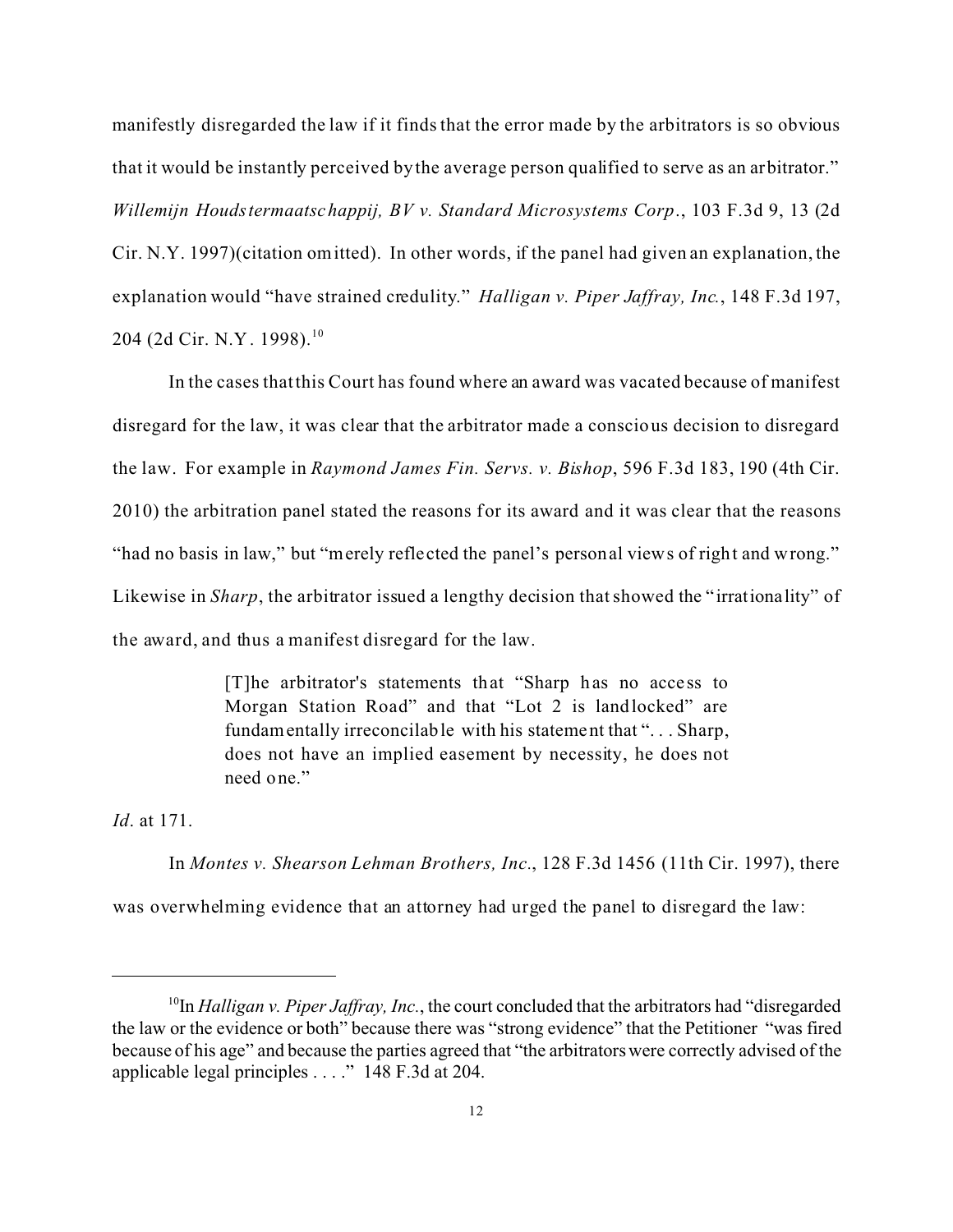manifestly disregarded the law if it finds that the error made by the arbitrators is so obvious that it would be instantly perceived by the average person qualified to serve as an arbitrator." *Willemijn Houdstermaatschappij, BV v. Standard Microsystems Corp.*, 103 F.3d 9, 13 (2d Cir. N.Y. 1997)(citation omitted). In other words, if the panel had given an explanation, the explanation would "have strained credulity." *Halligan v. Piper Jaffray, Inc.*, 148 F.3d 197, 204 (2d Cir. N.Y. 1998).[10]

In the cases that this Court has found where an award was vacated because of manifest disregard for the law, it was clear that the arbitrator made a conscious decision to disregard the law. For example in *Raymond James Fin. Servs. v. Bishop*, 596 F.3d 183, 190 (4th Cir. 2010) the arbitration panel stated the reasons for its award and it was clear that the reasons "had no basis in law," but "merely reflected the panel's personal views of right and wrong." Likewise in *Sharp*, the arbitrator issued a lengthy decision that showed the "irrationality" of the award, and thus a manifest disregard for the law.

> [T]he arbitrator's statements that "Sharp has no access to Morgan Station Road" and that "Lot 2 is landlocked" are fundamentally irreconcilable with his statement that ". . . Sharp, does not have an implied easement by necessity, he does not need one."

*Id*. at 171.

In *Montes v. Shearson Lehman Brothers, Inc.*, 128 F.3d 1456 (11th Cir. 1997), there was overwhelming evidence that an attorney had urged the panel to disregard the law:

---

[10] In *Halligan v. Piper Jaffray, Inc.*, the court concluded that the arbitrators had "disregarded the law or the evidence or both" because there was "strong evidence" that the Petitioner "was fired because of his age" and because the parties agreed that "the arbitrators were correctly advised of the applicable legal principles . . . ." 148 F.3d at 204.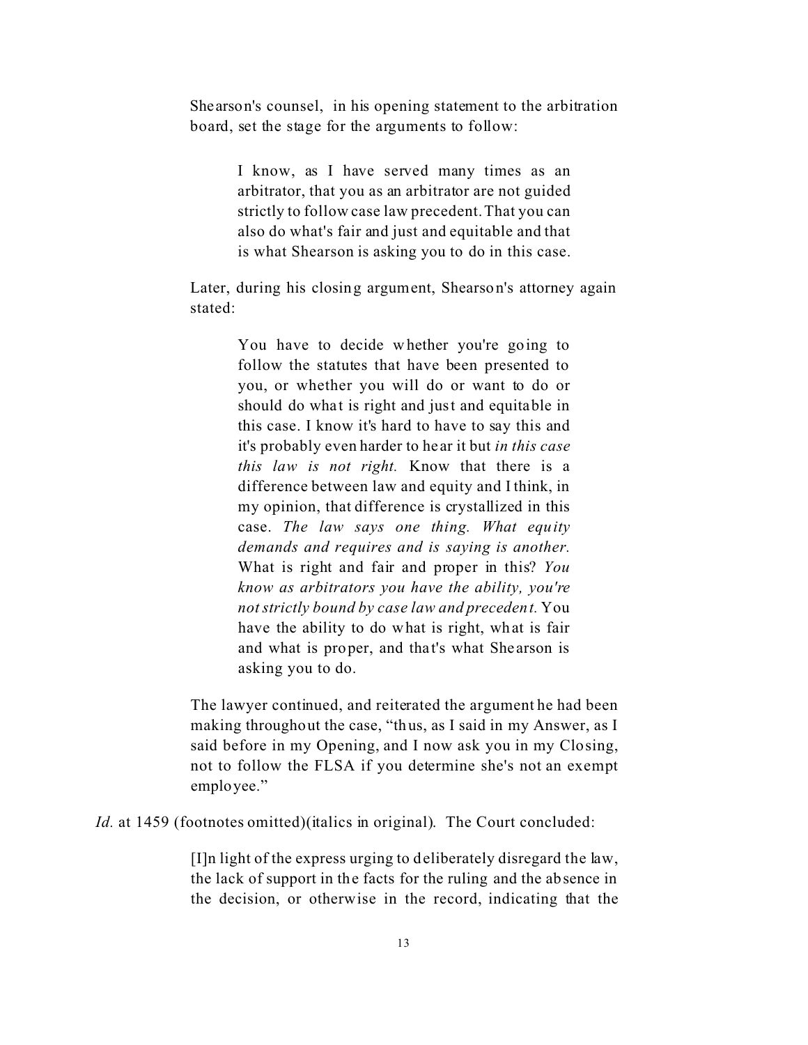> Shearson's counsel, in his opening statement to the arbitration board, set the stage for the arguments to follow:
>
> > I know, as I have served many times as an arbitrator, that you as an arbitrator are not guided strictly to follow case law precedent. That you can also do what's fair and just and equitable and that is what Shearson is asking you to do in this case.
>
> Later, during his closing argument, Shearson's attorney again stated:
>
> > You have to decide whether you're going to follow the statutes that have been presented to you, or whether you will do or want to do or should do what is right and just and equitable in this case. I know it's hard to have to say this and it's probably even harder to hear it but *in this case this law is not right.* Know that there is a difference between law and equity and I think, in my opinion, that difference is crystallized in this case. *The law says one thing. What equity demands and requires and is saying is another.* What is right and fair and proper in this? *You know as arbitrators you have the ability, you're not strictly bound by case law and precedent.* You have the ability to do what is right, what is fair and what is proper, and that's what Shearson is asking you to do.
>
> The lawyer continued, and reiterated the argument he had been making throughout the case, "thus, as I said in my Answer, as I said before in my Opening, and I now ask you in my Closing, not to follow the FLSA if you determine she's not an exempt employee."

*Id.* at 1459 (footnotes omitted)(italics in original). The Court concluded:

> [I]n light of the express urging to deliberately disregard the law, the lack of support in the facts for the ruling and the absence in the decision, or otherwise in the record, indicating that the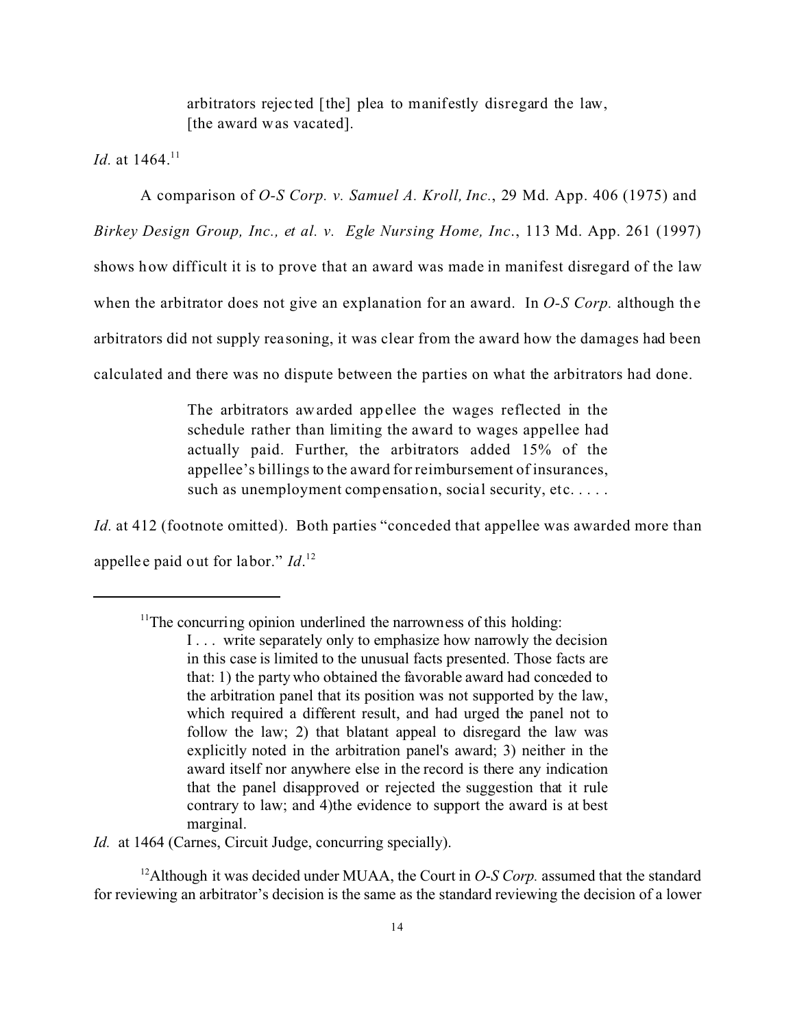> arbitrators rejected [the] plea to manifestly disregard the law, [the award was vacated].

*Id.* at 1464.[11]

A comparison of *O-S Corp. v. Samuel A. Kroll, Inc.*, 29 Md. App. 406 (1975) and *Birkey Design Group, Inc., et al. v. Egle Nursing Home, Inc.*, 113 Md. App. 261 (1997) shows how difficult it is to prove that an award was made in manifest disregard of the law when the arbitrator does not give an explanation for an award. In *O-S Corp.* although the arbitrators did not supply reasoning, it was clear from the award how the damages had been calculated and there was no dispute between the parties on what the arbitrators had done.

> The arbitrators awarded appellee the wages reflected in the schedule rather than limiting the award to wages appellee had actually paid. Further, the arbitrators added 15% of the appellee's billings to the award for reimbursement of insurances, such as unemployment compensation, social security, etc. . . . .

*Id.* at 412 (footnote omitted). Both parties "conceded that appellee was awarded more than appellee paid out for labor." *Id*.[12]

---

[11] The concurring opinion underlined the narrowness of this holding:

> I . . . write separately only to emphasize how narrowly the decision in this case is limited to the unusual facts presented. Those facts are that: 1) the party who obtained the favorable award had conceded to the arbitration panel that its position was not supported by the law, which required a different result, and had urged the panel not to follow the law; 2) that blatant appeal to disregard the law was explicitly noted in the arbitration panel's award; 3) neither in the award itself nor anywhere else in the record is there any indication that the panel disapproved or rejected the suggestion that it rule contrary to law; and 4)the evidence to support the award is at best marginal.

*Id.* at 1464 (Carnes, Circuit Judge, concurring specially).

[12] Although it was decided under MUAA, the Court in *O-S Corp.* assumed that the standard for reviewing an arbitrator's decision is the same as the standard reviewing the decision of a lower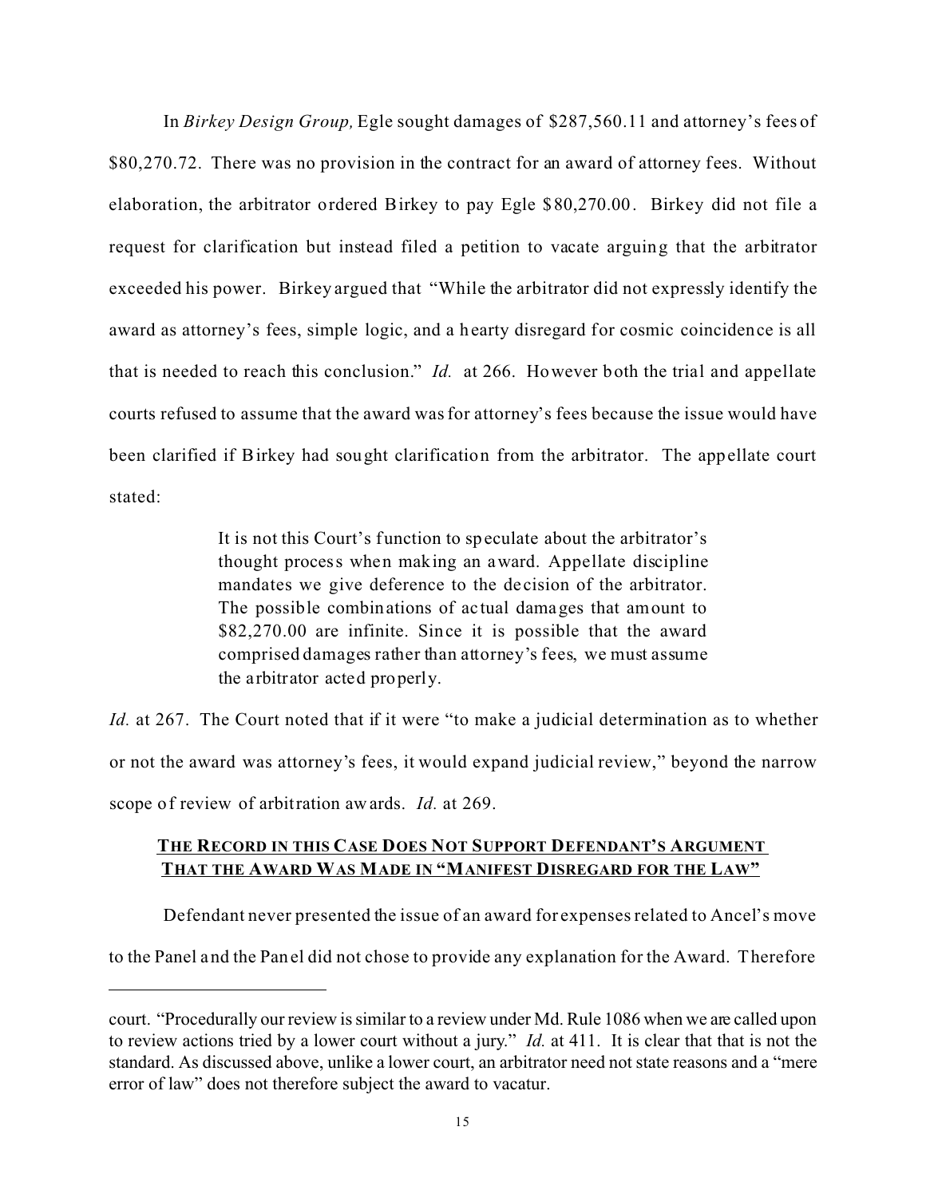In *Birkey Design Group,* Egle sought damages of $287,560.11 and attorney's fees of $80,270.72. There was no provision in the contract for an award of attorney fees. Without elaboration, the arbitrator ordered Birkey to pay Egle $80,270.00. Birkey did not file a request for clarification but instead filed a petition to vacate arguing that the arbitrator exceeded his power. Birkey argued that "While the arbitrator did not expressly identify the award as attorney's fees, simple logic, and a hearty disregard for cosmic coincidence is all that is needed to reach this conclusion." *Id.* at 266. However both the trial and appellate courts refused to assume that the award was for attorney's fees because the issue would have been clarified if Birkey had sought clarification from the arbitrator. The appellate court stated:

> It is not this Court's function to speculate about the arbitrator's thought process when making an award. Appellate discipline mandates we give deference to the decision of the arbitrator. The possible combinations of actual damages that amount to $82,270.00 are infinite. Since it is possible that the award comprised damages rather than attorney's fees, we must assume the arbitrator acted properly.

*Id.* at 267. The Court noted that if it were "to make a judicial determination as to whether or not the award was attorney's fees, it would expand judicial review," beyond the narrow scope of review of arbitration awards. *Id.* at 269.

**<u>THE RECORD IN THIS CASE DOES NOT SUPPORT DEFENDANT'S ARGUMENT THAT THE AWARD WAS MADE IN "MANIFEST DISREGARD FOR THE LAW"</u>**

Defendant never presented the issue of an award for expenses related to Ancel's move to the Panel and the Panel did not chose to provide any explanation for the Award. Therefore

---

court. "Procedurally our review is similar to a review under Md. Rule 1086 when we are called upon to review actions tried by a lower court without a jury." *Id.* at 411. It is clear that that is not the standard. As discussed above, unlike a lower court, an arbitrator need not state reasons and a "mere error of law" does not therefore subject the award to vacatur.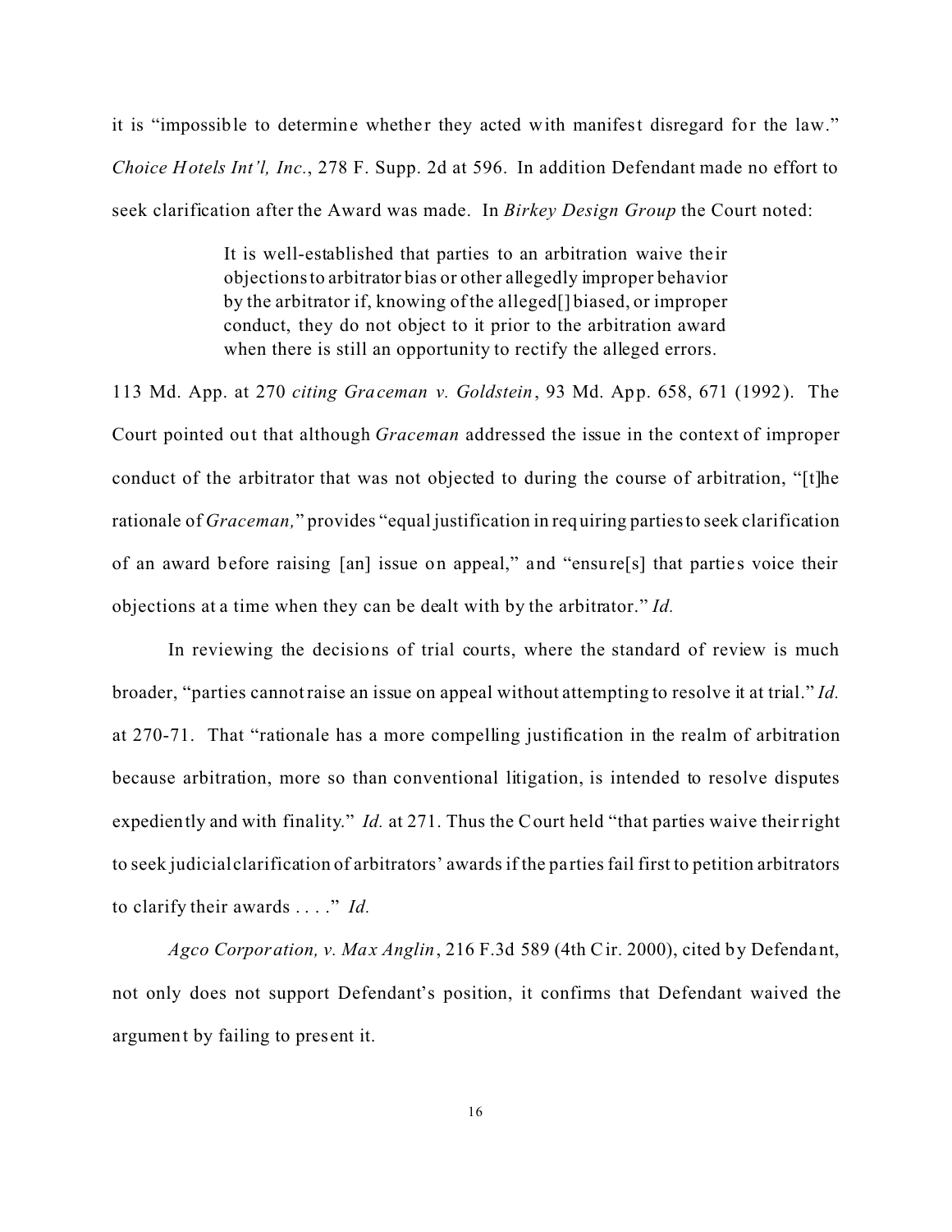it is "impossible to determine whether they acted with manifest disregard for the law." *Choice Hotels Int'l, Inc.*, 278 F. Supp. 2d at 596. In addition Defendant made no effort to seek clarification after the Award was made. In *Birkey Design Group* the Court noted:

> It is well-established that parties to an arbitration waive their objections to arbitrator bias or other allegedly improper behavior by the arbitrator if, knowing of the alleged[] biased, or improper conduct, they do not object to it prior to the arbitration award when there is still an opportunity to rectify the alleged errors.

113 Md. App. at 270 *citing Graceman v. Goldstein*, 93 Md. App. 658, 671 (1992). The Court pointed out that although *Graceman* addressed the issue in the context of improper conduct of the arbitrator that was not objected to during the course of arbitration, "[t]he rationale of *Graceman,*" provides "equal justification in requiring parties to seek clarification of an award before raising [an] issue on appeal," and "ensure[s] that parties voice their objections at a time when they can be dealt with by the arbitrator." *Id.*

In reviewing the decisions of trial courts, where the standard of review is much broader, "parties cannot raise an issue on appeal without attempting to resolve it at trial." *Id.* at 270-71. That "rationale has a more compelling justification in the realm of arbitration because arbitration, more so than conventional litigation, is intended to resolve disputes expediently and with finality." *Id.* at 271. Thus the Court held "that parties waive their right to seek judicial clarification of arbitrators' awards if the parties fail first to petition arbitrators to clarify their awards . . . ." *Id.*

*Agco Corporation, v. Max Anglin*, 216 F.3d 589 (4th Cir. 2000), cited by Defendant, not only does not support Defendant's position, it confirms that Defendant waived the argument by failing to present it.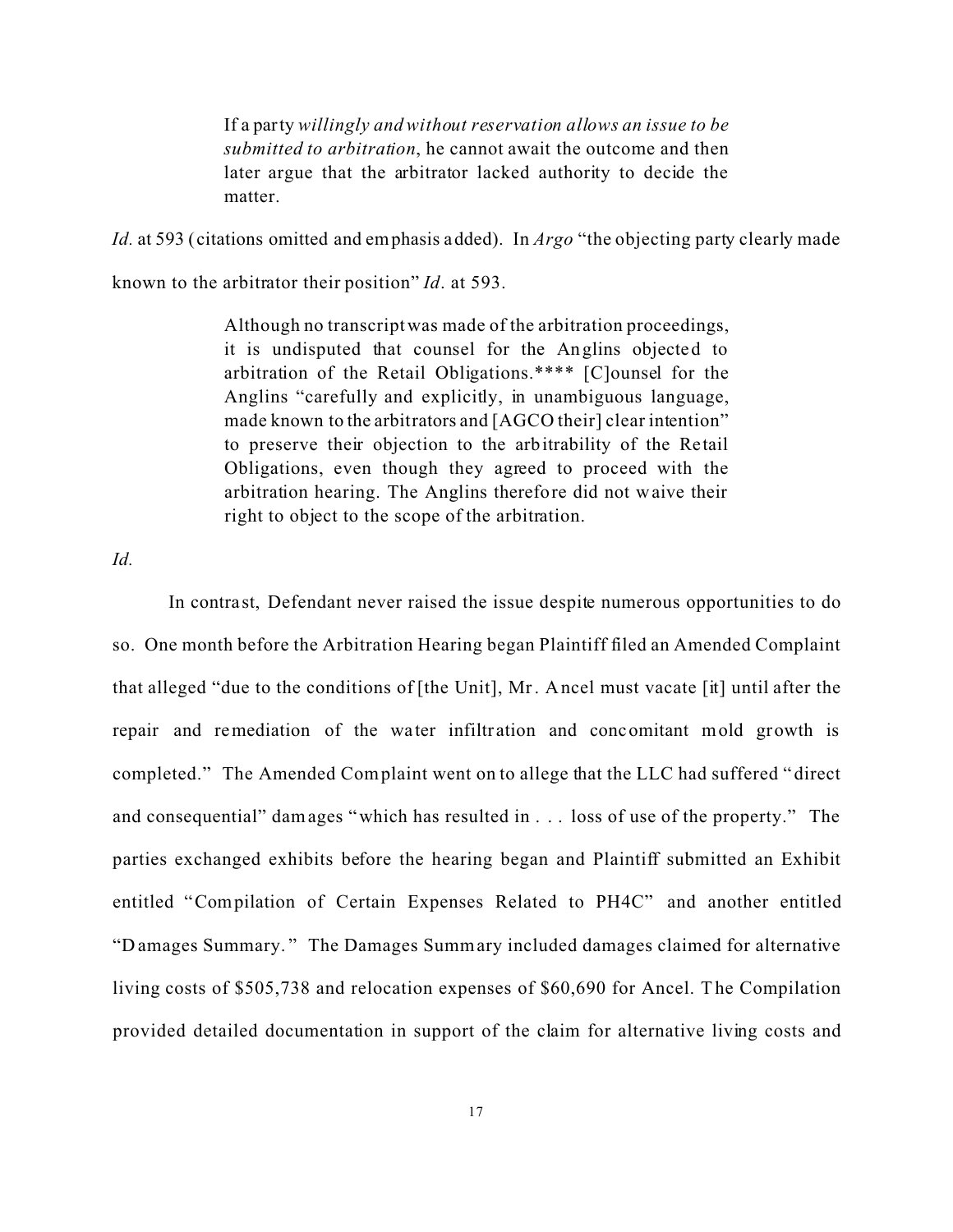> If a party *willingly and without reservation allows an issue to be submitted to arbitration*, he cannot await the outcome and then later argue that the arbitrator lacked authority to decide the matter.

*Id.* at 593 (citations omitted and emphasis added). In *Argo* "the objecting party clearly made known to the arbitrator their position" *Id*. at 593.

> Although no transcript was made of the arbitration proceedings, it is undisputed that counsel for the Anglins objected to arbitration of the Retail Obligations.**** [C]ounsel for the Anglins "carefully and explicitly, in unambiguous language, made known to the arbitrators and [AGCO their] clear intention" to preserve their objection to the arbitrability of the Retail Obligations, even though they agreed to proceed with the arbitration hearing. The Anglins therefore did not waive their right to object to the scope of the arbitration.

*Id.*

In contrast, Defendant never raised the issue despite numerous opportunities to do so. One month before the Arbitration Hearing began Plaintiff filed an Amended Complaint that alleged "due to the conditions of [the Unit], Mr. Ancel must vacate [it] until after the repair and remediation of the water infiltration and concomitant mold growth is completed." The Amended Complaint went on to allege that the LLC had suffered "direct and consequential" damages "which has resulted in . . . loss of use of the property." The parties exchanged exhibits before the hearing began and Plaintiff submitted an Exhibit entitled "Compilation of Certain Expenses Related to PH4C" and another entitled "Damages Summary." The Damages Summary included damages claimed for alternative living costs of $505,738 and relocation expenses of $60,690 for Ancel. The Compilation provided detailed documentation in support of the claim for alternative living costs and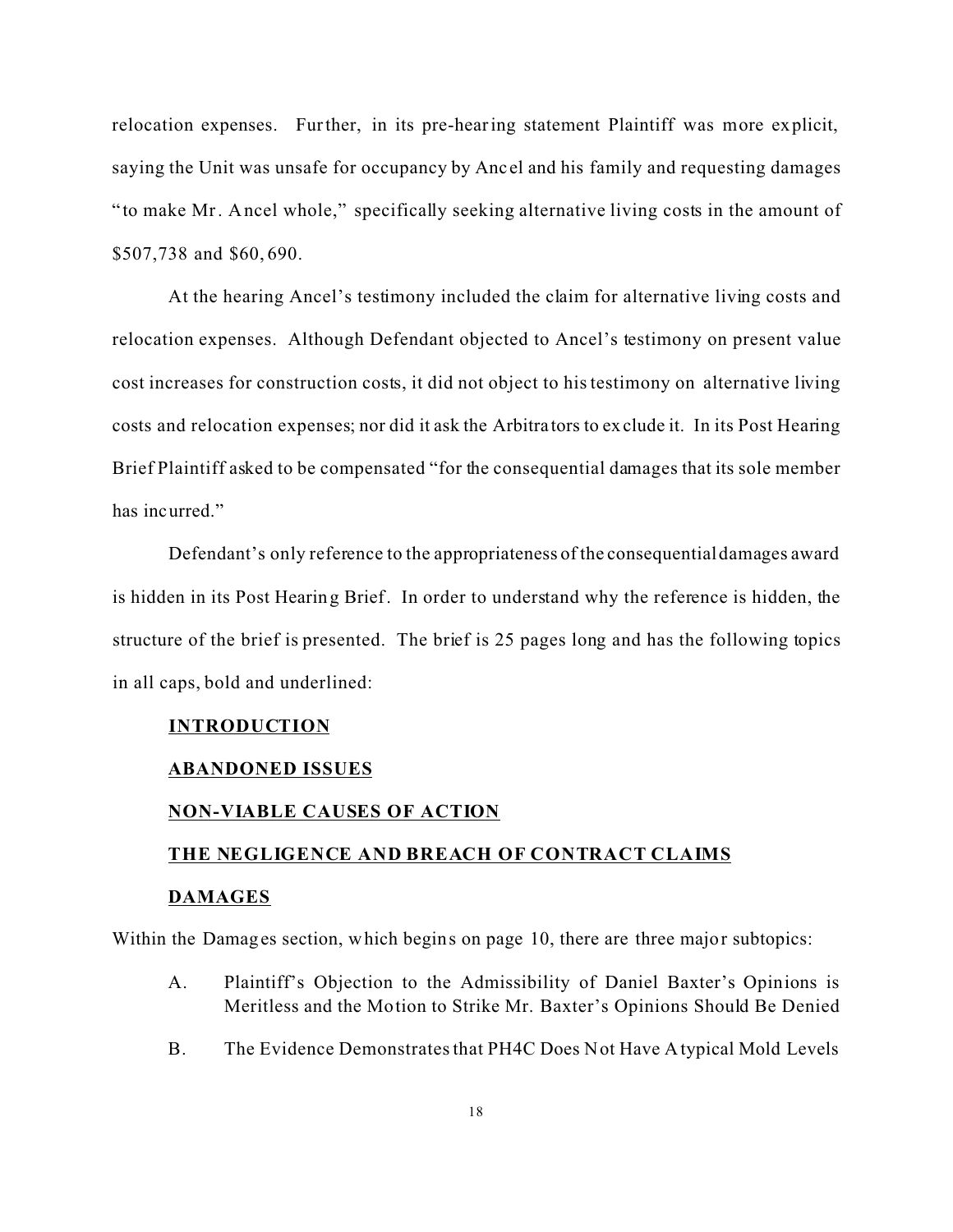relocation expenses. Further, in its pre-hearing statement Plaintiff was more explicit, saying the Unit was unsafe for occupancy by Ancel and his family and requesting damages "to make Mr. Ancel whole," specifically seeking alternative living costs in the amount of $507,738 and $60,690.

At the hearing Ancel's testimony included the claim for alternative living costs and relocation expenses. Although Defendant objected to Ancel's testimony on present value cost increases for construction costs, it did not object to his testimony on alternative living costs and relocation expenses; nor did it ask the Arbitrators to exclude it. In its Post Hearing Brief Plaintiff asked to be compensated "for the consequential damages that its sole member has incurred."

Defendant's only reference to the appropriateness of the consequential damages award is hidden in its Post Hearing Brief. In order to understand why the reference is hidden, the structure of the brief is presented. The brief is 25 pages long and has the following topics in all caps, bold and underlined:

**<u>INTRODUCTION</u>**

**<u>ABANDONED ISSUES</u>**

**<u>NON-VIABLE CAUSES OF ACTION</u>**

**<u>THE NEGLIGENCE AND BREACH OF CONTRACT CLAIMS</u>**

**<u>DAMAGES</u>**

Within the Damages section, which begins on page 10, there are three major subtopics:

A. Plaintiff's Objection to the Admissibility of Daniel Baxter's Opinions is Meritless and the Motion to Strike Mr. Baxter's Opinions Should Be Denied

B. The Evidence Demonstrates that PH4C Does Not Have Atypical Mold Levels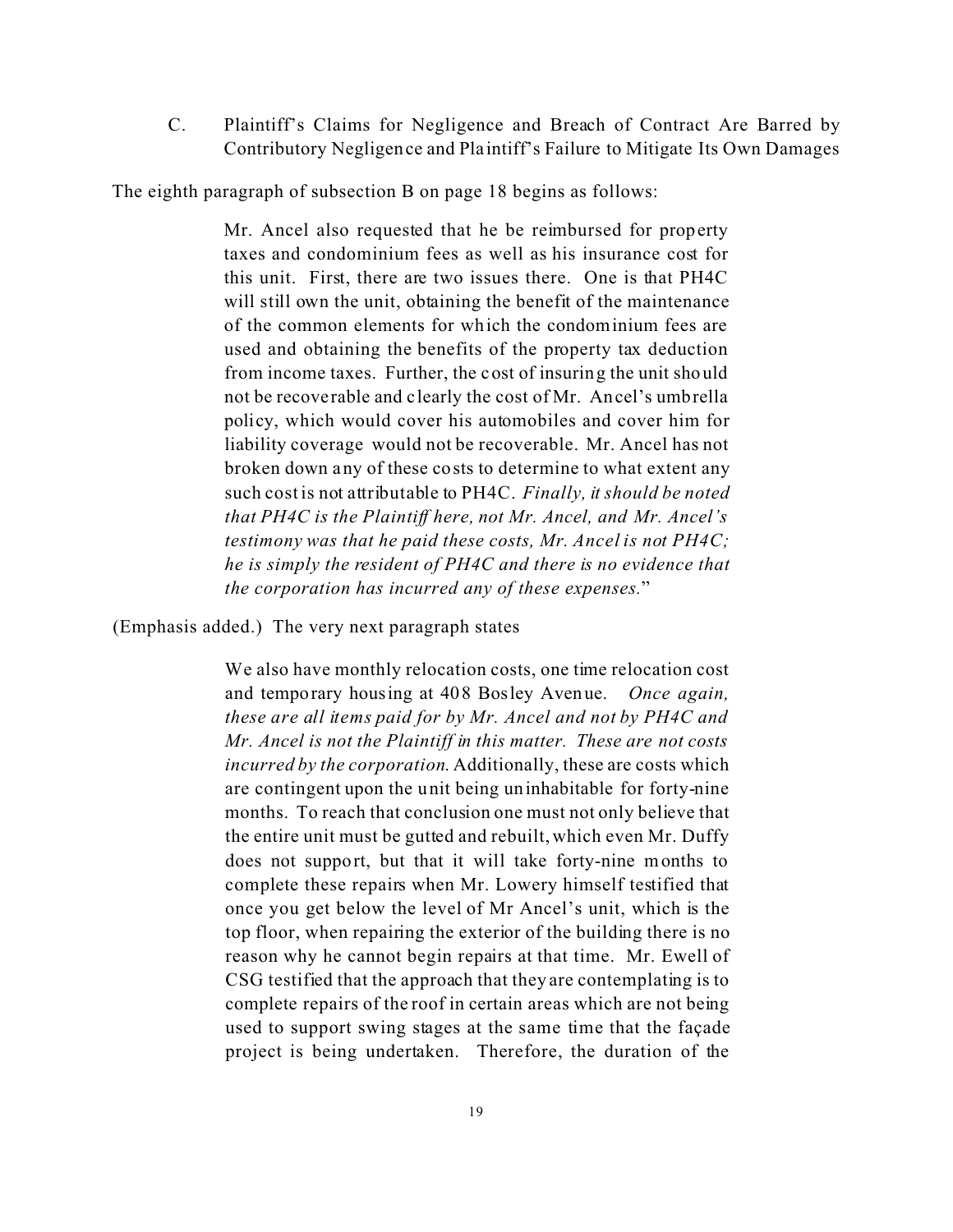C. Plaintiff's Claims for Negligence and Breach of Contract Are Barred by Contributory Negligence and Plaintiff's Failure to Mitigate Its Own Damages

The eighth paragraph of subsection B on page 18 begins as follows:

> Mr. Ancel also requested that he be reimbursed for property taxes and condominium fees as well as his insurance cost for this unit. First, there are two issues there. One is that PH4C will still own the unit, obtaining the benefit of the maintenance of the common elements for which the condominium fees are used and obtaining the benefits of the property tax deduction from income taxes. Further, the cost of insuring the unit should not be recoverable and clearly the cost of Mr. Ancel's umbrella policy, which would cover his automobiles and cover him for liability coverage would not be recoverable. Mr. Ancel has not broken down any of these costs to determine to what extent any such cost is not attributable to PH4C. *Finally, it should be noted that PH4C is the Plaintiff here, not Mr. Ancel, and Mr. Ancel's testimony was that he paid these costs, Mr. Ancel is not PH4C; he is simply the resident of PH4C and there is no evidence that the corporation has incurred any of these expenses.*"

(Emphasis added.) The very next paragraph states

> We also have monthly relocation costs, one time relocation cost and temporary housing at 408 Bosley Avenue. *Once again, these are all items paid for by Mr. Ancel and not by PH4C and Mr. Ancel is not the Plaintiff in this matter. These are not costs incurred by the corporation.* Additionally, these are costs which are contingent upon the unit being uninhabitable for forty-nine months. To reach that conclusion one must not only believe that the entire unit must be gutted and rebuilt, which even Mr. Duffy does not support, but that it will take forty-nine months to complete these repairs when Mr. Lowery himself testified that once you get below the level of Mr Ancel's unit, which is the top floor, when repairing the exterior of the building there is no reason why he cannot begin repairs at that time. Mr. Ewell of CSG testified that the approach that they are contemplating is to complete repairs of the roof in certain areas which are not being used to support swing stages at the same time that the façade project is being undertaken. Therefore, the duration of the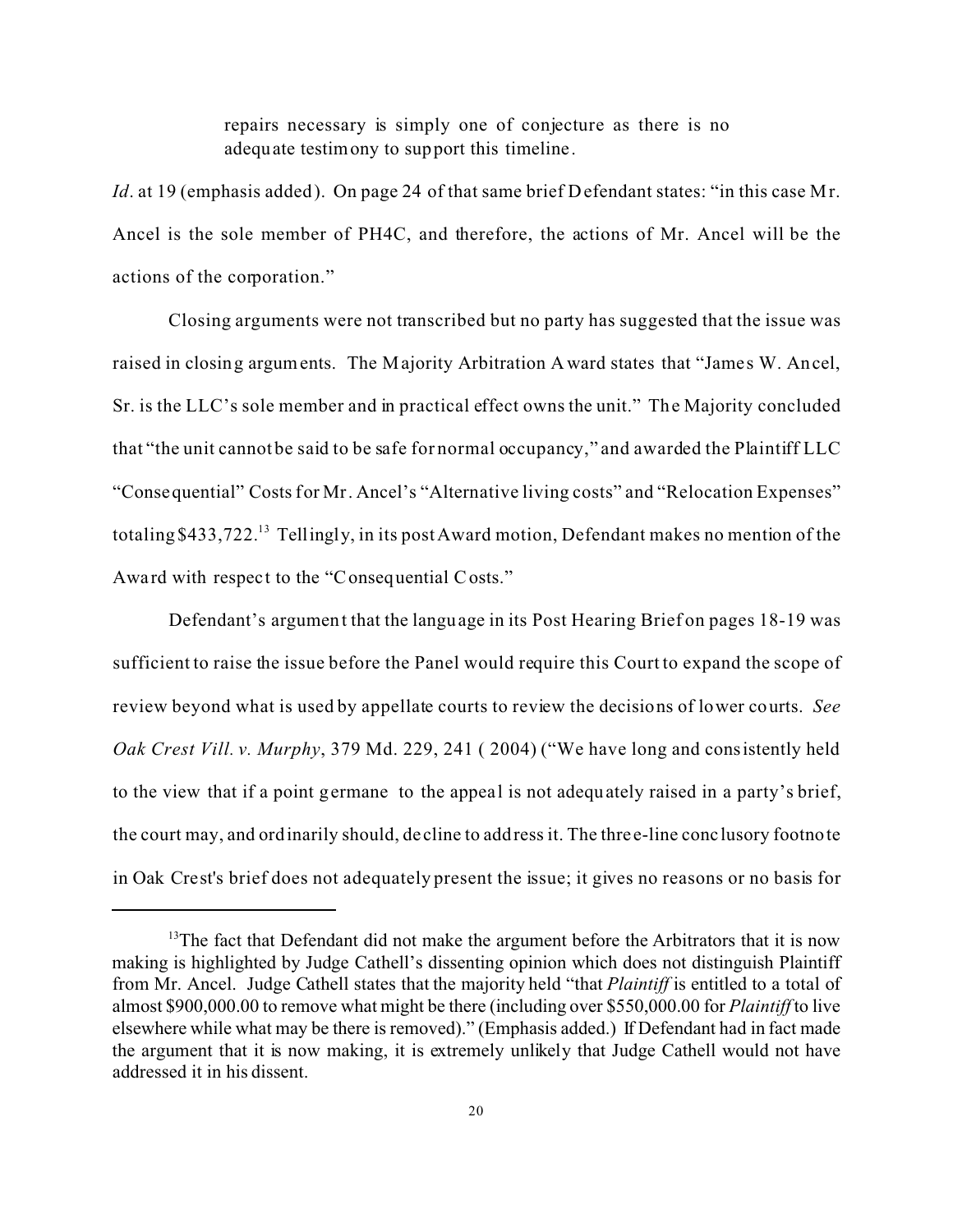> repairs necessary is simply one of conjecture as there is no adequate testimony to support this timeline.

*Id*. at 19 (emphasis added). On page 24 of that same brief Defendant states: "in this case Mr. Ancel is the sole member of PH4C, and therefore, the actions of Mr. Ancel will be the actions of the corporation."

Closing arguments were not transcribed but no party has suggested that the issue was raised in closing arguments. The Majority Arbitration Award states that "James W. Ancel, Sr. is the LLC's sole member and in practical effect owns the unit." The Majority concluded that "the unit cannot be said to be safe for normal occupancy," and awarded the Plaintiff LLC "Consequential" Costs for Mr. Ancel's "Alternative living costs" and "Relocation Expenses" totaling $433,722.[13] Tellingly, in its post Award motion, Defendant makes no mention of the Award with respect to the "Consequential Costs."

Defendant's argument that the language in its Post Hearing Brief on pages 18-19 was sufficient to raise the issue before the Panel would require this Court to expand the scope of review beyond what is used by appellate courts to review the decisions of lower courts. *See Oak Crest Vill. v. Murphy*, 379 Md. 229, 241 ( 2004) ("We have long and consistently held to the view that if a point germane to the appeal is not adequately raised in a party's brief, the court may, and ordinarily should, decline to address it. The three-line conclusory footnote in Oak Crest's brief does not adequately present the issue; it gives no reasons or no basis for

---

[13] The fact that Defendant did not make the argument before the Arbitrators that it is now making is highlighted by Judge Cathell's dissenting opinion which does not distinguish Plaintiff from Mr. Ancel. Judge Cathell states that the majority held "that *Plaintiff* is entitled to a total of almost $900,000.00 to remove what might be there (including over $550,000.00 for *Plaintiff* to live elsewhere while what may be there is removed)." (Emphasis added.) If Defendant had in fact made the argument that it is now making, it is extremely unlikely that Judge Cathell would not have addressed it in his dissent.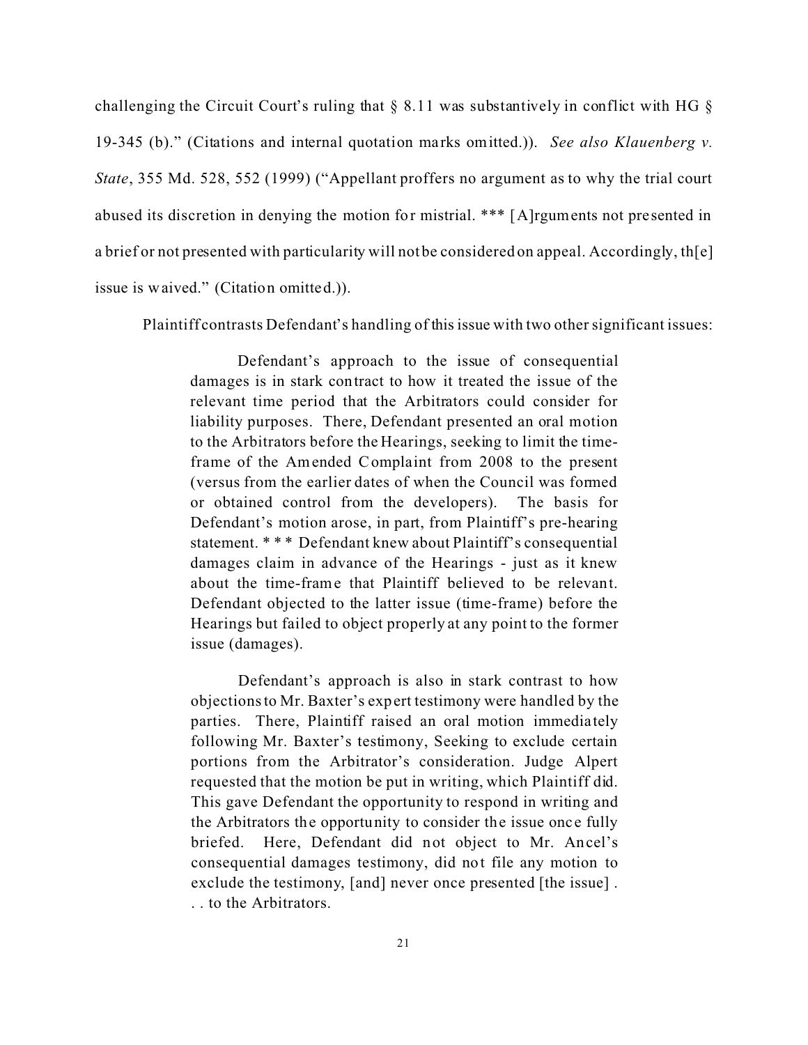challenging the Circuit Court's ruling that § 8.11 was substantively in conflict with HG § 19-345 (b)." (Citations and internal quotation marks omitted.)). *See also Klauenberg v. State*, 355 Md. 528, 552 (1999) ("Appellant proffers no argument as to why the trial court abused its discretion in denying the motion for mistrial. *** [A]rguments not presented in a brief or not presented with particularity will not be considered on appeal. Accordingly, th[e] issue is waived." (Citation omitted.)).

Plaintiff contrasts Defendant's handling of this issue with two other significant issues:

> Defendant's approach to the issue of consequential damages is in stark contract to how it treated the issue of the relevant time period that the Arbitrators could consider for liability purposes. There, Defendant presented an oral motion to the Arbitrators before the Hearings, seeking to limit the time-frame of the Amended Complaint from 2008 to the present (versus from the earlier dates of when the Council was formed or obtained control from the developers). The basis for Defendant's motion arose, in part, from Plaintiff's pre-hearing statement. * * * Defendant knew about Plaintiff's consequential damages claim in advance of the Hearings - just as it knew about the time-frame that Plaintiff believed to be relevant. Defendant objected to the latter issue (time-frame) before the Hearings but failed to object properly at any point to the former issue (damages).
>
> Defendant's approach is also in stark contrast to how objections to Mr. Baxter's expert testimony were handled by the parties. There, Plaintiff raised an oral motion immediately following Mr. Baxter's testimony, Seeking to exclude certain portions from the Arbitrator's consideration. Judge Alpert requested that the motion be put in writing, which Plaintiff did. This gave Defendant the opportunity to respond in writing and the Arbitrators the opportunity to consider the issue once fully briefed. Here, Defendant did not object to Mr. Ancel's consequential damages testimony, did not file any motion to exclude the testimony, [and] never once presented [the issue] . . . to the Arbitrators.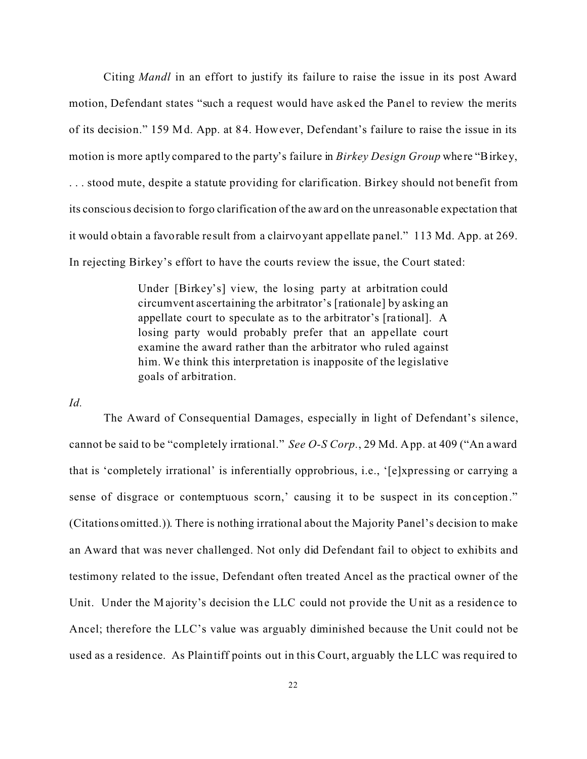Citing *Mandl* in an effort to justify its failure to raise the issue in its post Award motion, Defendant states "such a request would have asked the Panel to review the merits of its decision." 159 Md. App. at 84. However, Defendant's failure to raise the issue in its motion is more aptly compared to the party's failure in *Birkey Design Group* where "Birkey, . . . stood mute, despite a statute providing for clarification. Birkey should not benefit from its conscious decision to forgo clarification of the award on the unreasonable expectation that it would obtain a favorable result from a clairvoyant appellate panel." 113 Md. App. at 269. In rejecting Birkey's effort to have the courts review the issue, the Court stated:

> Under [Birkey's] view, the losing party at arbitration could circumvent ascertaining the arbitrator's [rationale] by asking an appellate court to speculate as to the arbitrator's [rational]. A losing party would probably prefer that an appellate court examine the award rather than the arbitrator who ruled against him. We think this interpretation is inapposite of the legislative goals of arbitration.

*Id.*

The Award of Consequential Damages, especially in light of Defendant's silence, cannot be said to be "completely irrational." *See O-S Corp.*, 29 Md. App. at 409 ("An award that is 'completely irrational' is inferentially opprobrious, i.e., '[e]xpressing or carrying a sense of disgrace or contemptuous scorn,' causing it to be suspect in its conception." (Citations omitted.)). There is nothing irrational about the Majority Panel's decision to make an Award that was never challenged. Not only did Defendant fail to object to exhibits and testimony related to the issue, Defendant often treated Ancel as the practical owner of the Unit. Under the Majority's decision the LLC could not provide the Unit as a residence to Ancel; therefore the LLC's value was arguably diminished because the Unit could not be used as a residence. As Plaintiff points out in this Court, arguably the LLC was required to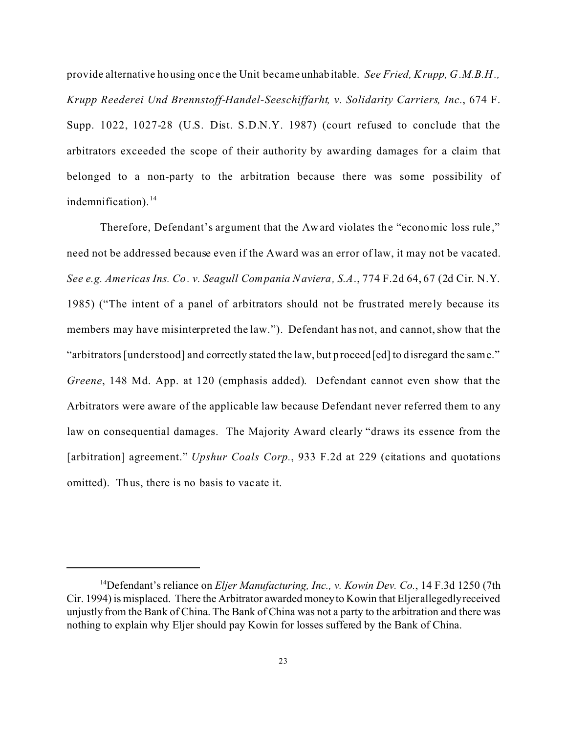provide alternative housing once the Unit became unhabitable. *See Fried, Krupp, G.M.B.H., Krupp Reederei Und Brennstoff-Handel-Seeschiffarht, v. Solidarity Carriers, Inc.*, 674 F. Supp. 1022, 1027-28 (U.S. Dist. S.D.N.Y. 1987) (court refused to conclude that the arbitrators exceeded the scope of their authority by awarding damages for a claim that belonged to a non-party to the arbitration because there was some possibility of indemnification).[14]

Therefore, Defendant's argument that the Award violates the "economic loss rule," need not be addressed because even if the Award was an error of law, it may not be vacated. *See e.g. Americas Ins. Co. v. Seagull Compania Naviera, S.A.*, 774 F.2d 64, 67 (2d Cir. N.Y. 1985) ("The intent of a panel of arbitrators should not be frustrated merely because its members may have misinterpreted the law."). Defendant has not, and cannot, show that the "arbitrators [understood] and correctly stated the law, but proceed[ed] to disregard the same." *Greene*, 148 Md. App. at 120 (emphasis added). Defendant cannot even show that the Arbitrators were aware of the applicable law because Defendant never referred them to any law on consequential damages. The Majority Award clearly "draws its essence from the [arbitration] agreement." *Upshur Coals Corp.*, 933 F.2d at 229 (citations and quotations omitted). Thus, there is no basis to vacate it.

---

[14]Defendant's reliance on *Eljer Manufacturing, Inc., v. Kowin Dev. Co.*, 14 F.3d 1250 (7th Cir. 1994) is misplaced. There the Arbitrator awarded money to Kowin that Eljer allegedly received unjustly from the Bank of China. The Bank of China was not a party to the arbitration and there was nothing to explain why Eljer should pay Kowin for losses suffered by the Bank of China.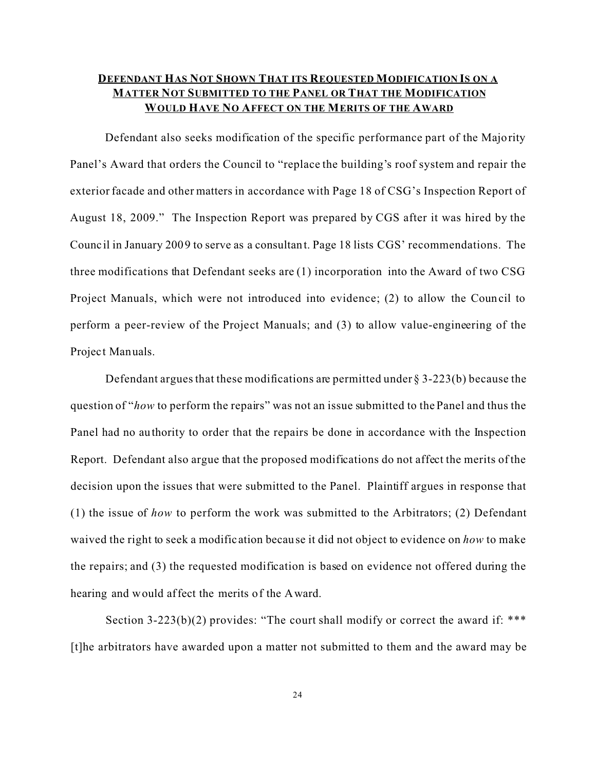## Defendant Has Not Shown That its Requested Modification Is on a Matter Not Submitted to the Panel or That the Modification Would Have No Affect on the Merits of the Award

Defendant also seeks modification of the specific performance part of the Majority Panel's Award that orders the Council to "replace the building's roof system and repair the exterior facade and other matters in accordance with Page 18 of CSG's Inspection Report of August 18, 2009." The Inspection Report was prepared by CGS after it was hired by the Council in January 2009 to serve as a consultant. Page 18 lists CGS' recommendations. The three modifications that Defendant seeks are (1) incorporation into the Award of two CSG Project Manuals, which were not introduced into evidence; (2) to allow the Council to perform a peer-review of the Project Manuals; and (3) to allow value-engineering of the Project Manuals.

Defendant argues that these modifications are permitted under § 3-223(b) because the question of "*how* to perform the repairs" was not an issue submitted to the Panel and thus the Panel had no authority to order that the repairs be done in accordance with the Inspection Report. Defendant also argue that the proposed modifications do not affect the merits of the decision upon the issues that were submitted to the Panel. Plaintiff argues in response that (1) the issue of *how* to perform the work was submitted to the Arbitrators; (2) Defendant waived the right to seek a modification because it did not object to evidence on *how* to make the repairs; and (3) the requested modification is based on evidence not offered during the hearing and would affect the merits of the Award.

Section 3-223(b)(2) provides: "The court shall modify or correct the award if: *** [t]he arbitrators have awarded upon a matter not submitted to them and the award may be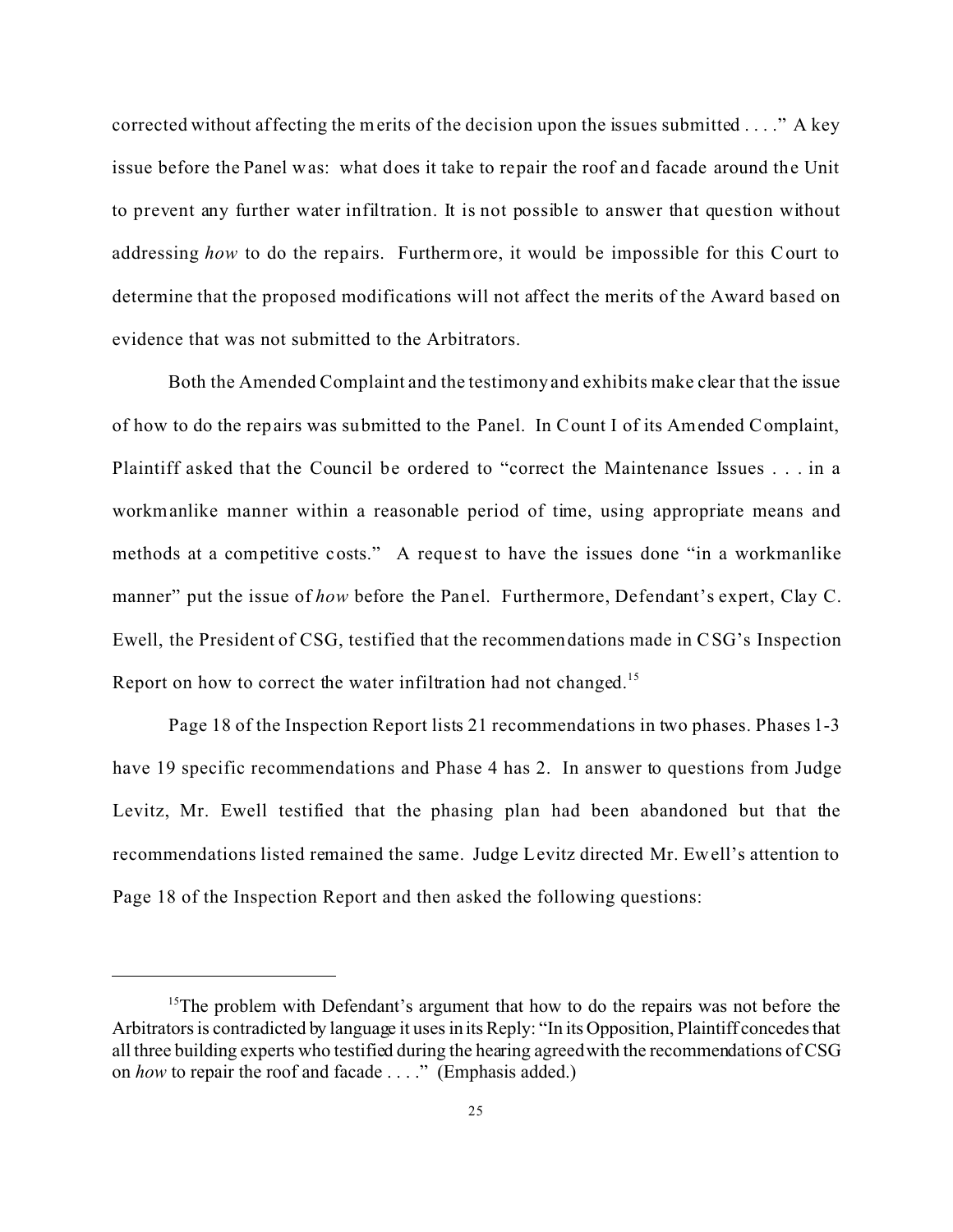corrected without affecting the merits of the decision upon the issues submitted . . . ." A key issue before the Panel was: what does it take to repair the roof and facade around the Unit to prevent any further water infiltration. It is not possible to answer that question without addressing *how* to do the repairs. Furthermore, it would be impossible for this Court to determine that the proposed modifications will not affect the merits of the Award based on evidence that was not submitted to the Arbitrators.

Both the Amended Complaint and the testimony and exhibits make clear that the issue of how to do the repairs was submitted to the Panel. In Count I of its Amended Complaint, Plaintiff asked that the Council be ordered to "correct the Maintenance Issues . . . in a workmanlike manner within a reasonable period of time, using appropriate means and methods at a competitive costs." A request to have the issues done "in a workmanlike manner" put the issue of *how* before the Panel. Furthermore, Defendant's expert, Clay C. Ewell, the President of CSG, testified that the recommendations made in CSG's Inspection Report on how to correct the water infiltration had not changed.[15]

Page 18 of the Inspection Report lists 21 recommendations in two phases. Phases 1-3 have 19 specific recommendations and Phase 4 has 2. In answer to questions from Judge Levitz, Mr. Ewell testified that the phasing plan had been abandoned but that the recommendations listed remained the same. Judge Levitz directed Mr. Ewell's attention to Page 18 of the Inspection Report and then asked the following questions:

---

[15]The problem with Defendant's argument that how to do the repairs was not before the Arbitrators is contradicted by language it uses in its Reply: "In its Opposition, Plaintiff concedes that all three building experts who testified during the hearing agreed with the recommendations of CSG on *how* to repair the roof and facade . . . ." (Emphasis added.)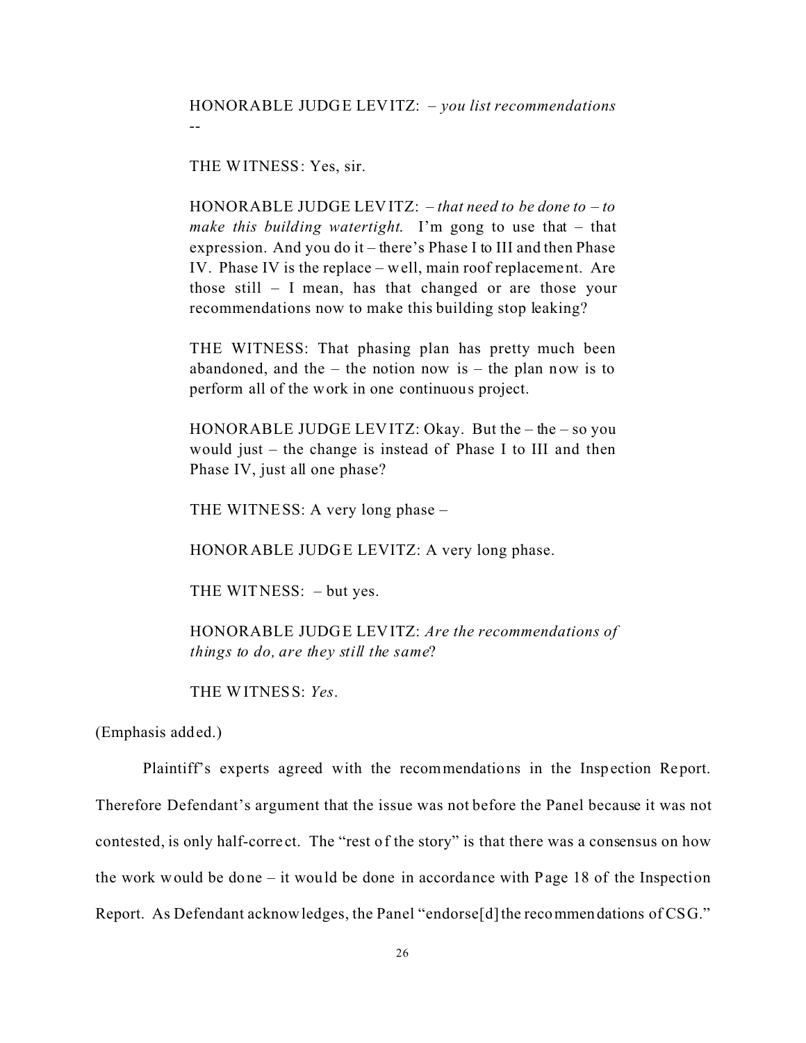> HONORABLE JUDGE LEVITZ: – *you list recommendations* --
>
> THE WITNESS: Yes, sir.
>
> HONORABLE JUDGE LEVITZ: – *that need to be done to – to make this building watertight.* I'm gong to use that – that expression. And you do it – there's Phase I to III and then Phase IV. Phase IV is the replace – well, main roof replacement. Are those still – I mean, has that changed or are those your recommendations now to make this building stop leaking?
>
> THE WITNESS: That phasing plan has pretty much been abandoned, and the – the notion now is – the plan now is to perform all of the work in one continuous project.
>
> HONORABLE JUDGE LEVITZ: Okay. But the – the – so you would just – the change is instead of Phase I to III and then Phase IV, just all one phase?
>
> THE WITNESS: A very long phase –
>
> HONORABLE JUDGE LEVITZ: A very long phase.
>
> THE WITNESS: – but yes.
>
> HONORABLE JUDGE LEVITZ: *Are the recommendations of things to do, are they still the same*?
>
> THE WITNESS: *Yes*.

(Emphasis added.)

Plaintiff's experts agreed with the recommendations in the Inspection Report. Therefore Defendant's argument that the issue was not before the Panel because it was not contested, is only half-correct. The "rest of the story" is that there was a consensus on how the work would be done – it would be done in accordance with Page 18 of the Inspection Report. As Defendant acknowledges, the Panel "endorse[d] the recommendations of CSG."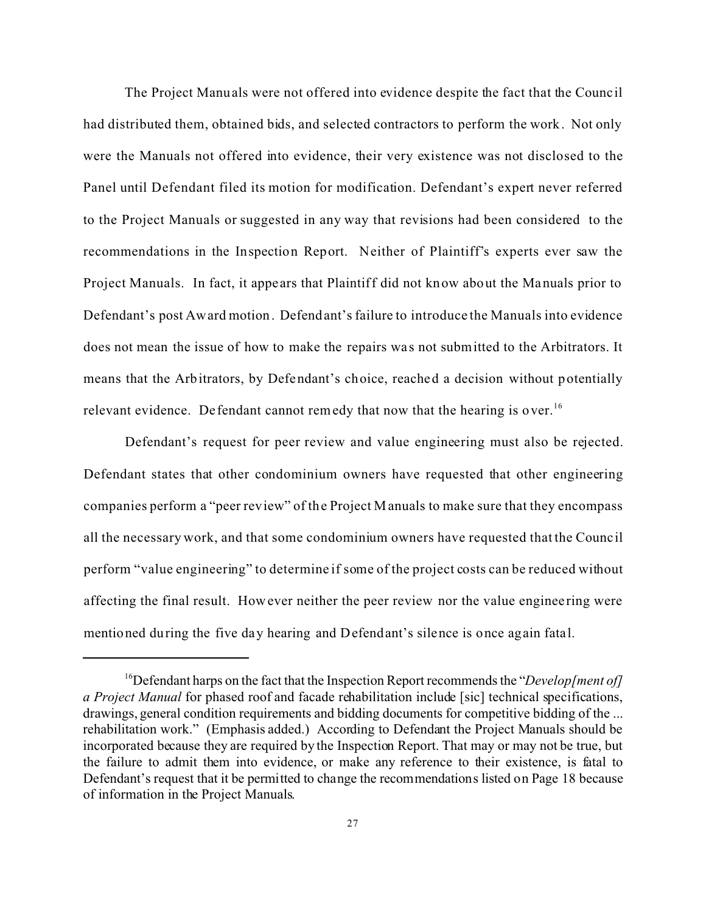The Project Manuals were not offered into evidence despite the fact that the Council had distributed them, obtained bids, and selected contractors to perform the work. Not only were the Manuals not offered into evidence, their very existence was not disclosed to the Panel until Defendant filed its motion for modification. Defendant's expert never referred to the Project Manuals or suggested in any way that revisions had been considered to the recommendations in the Inspection Report. Neither of Plaintiff's experts ever saw the Project Manuals. In fact, it appears that Plaintiff did not know about the Manuals prior to Defendant's post Award motion. Defendant's failure to introduce the Manuals into evidence does not mean the issue of how to make the repairs was not submitted to the Arbitrators. It means that the Arbitrators, by Defendant's choice, reached a decision without potentially relevant evidence. Defendant cannot remedy that now that the hearing is over.[16]

Defendant's request for peer review and value engineering must also be rejected. Defendant states that other condominium owners have requested that other engineering companies perform a "peer review" of the Project Manuals to make sure that they encompass all the necessary work, and that some condominium owners have requested that the Council perform "value engineering" to determine if some of the project costs can be reduced without affecting the final result. However neither the peer review nor the value engineering were mentioned during the five day hearing and Defendant's silence is once again fatal.

---

[16]Defendant harps on the fact that the Inspection Report recommends the "*Develop[ment of] a Project Manual* for phased roof and facade rehabilitation include [sic] technical specifications, drawings, general condition requirements and bidding documents for competitive bidding of the ... rehabilitation work." (Emphasis added.) According to Defendant the Project Manuals should be incorporated because they are required by the Inspection Report. That may or may not be true, but the failure to admit them into evidence, or make any reference to their existence, is fatal to Defendant's request that it be permitted to change the recommendations listed on Page 18 because of information in the Project Manuals.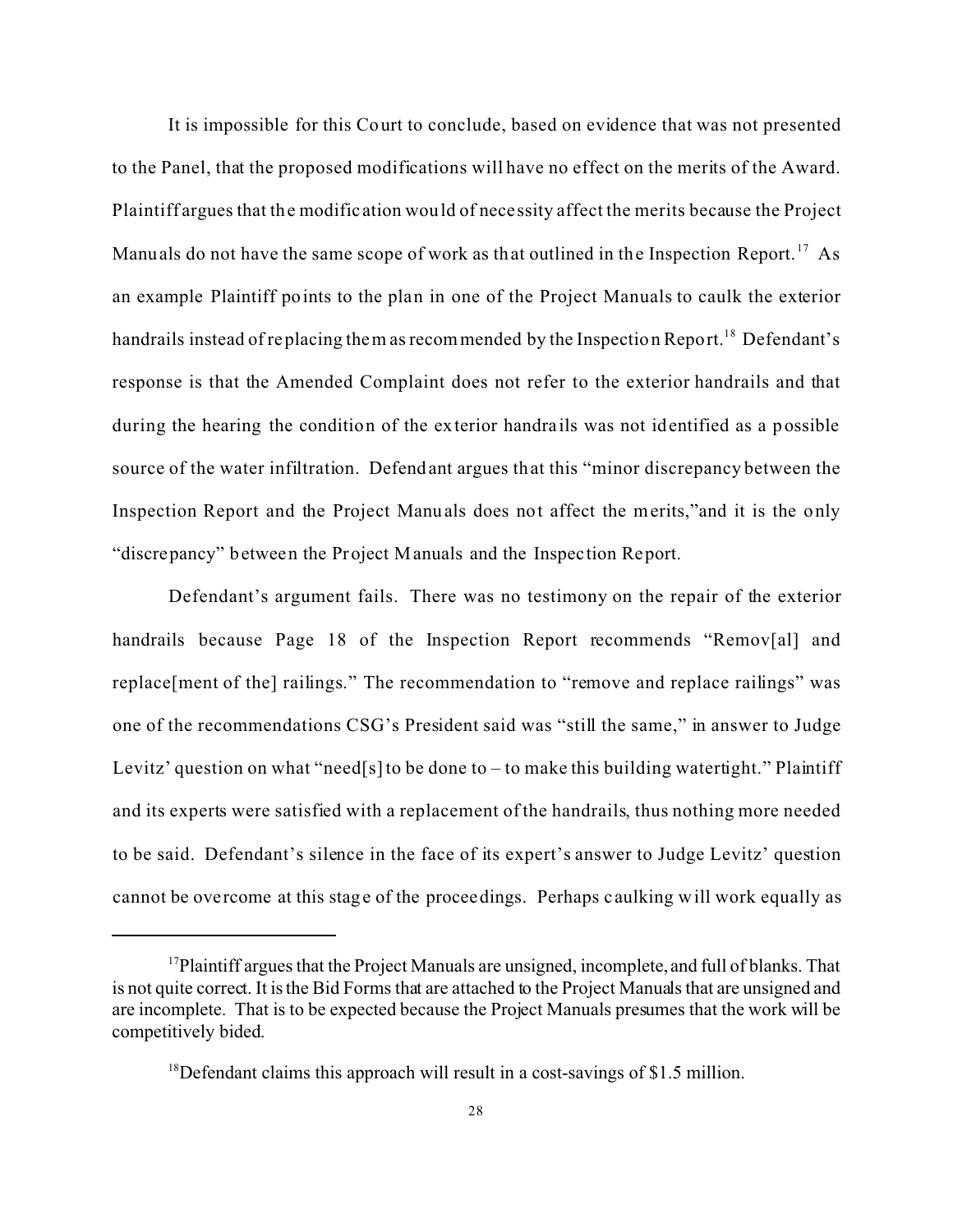It is impossible for this Court to conclude, based on evidence that was not presented to the Panel, that the proposed modifications will have no effect on the merits of the Award. Plaintiff argues that the modification would of necessity affect the merits because the Project Manuals do not have the same scope of work as that outlined in the Inspection Report.[17] As an example Plaintiff points to the plan in one of the Project Manuals to caulk the exterior handrails instead of replacing them as recommended by the Inspection Report.[18] Defendant's response is that the Amended Complaint does not refer to the exterior handrails and that during the hearing the condition of the exterior handrails was not identified as a possible source of the water infiltration. Defendant argues that this "minor discrepancy between the Inspection Report and the Project Manuals does not affect the merits,"and it is the only "discrepancy" between the Project Manuals and the Inspection Report.

Defendant's argument fails. There was no testimony on the repair of the exterior handrails because Page 18 of the Inspection Report recommends "Remov[al] and replace[ment of the] railings." The recommendation to "remove and replace railings" was one of the recommendations CSG's President said was "still the same," in answer to Judge Levitz' question on what "need[s] to be done to – to make this building watertight." Plaintiff and its experts were satisfied with a replacement of the handrails, thus nothing more needed to be said. Defendant's silence in the face of its expert's answer to Judge Levitz' question cannot be overcome at this stage of the proceedings. Perhaps caulking will work equally as

---

[17]Plaintiff argues that the Project Manuals are unsigned, incomplete, and full of blanks. That is not quite correct. It is the Bid Forms that are attached to the Project Manuals that are unsigned and are incomplete. That is to be expected because the Project Manuals presumes that the work will be competitively bided.

[18]Defendant claims this approach will result in a cost-savings of $1.5 million.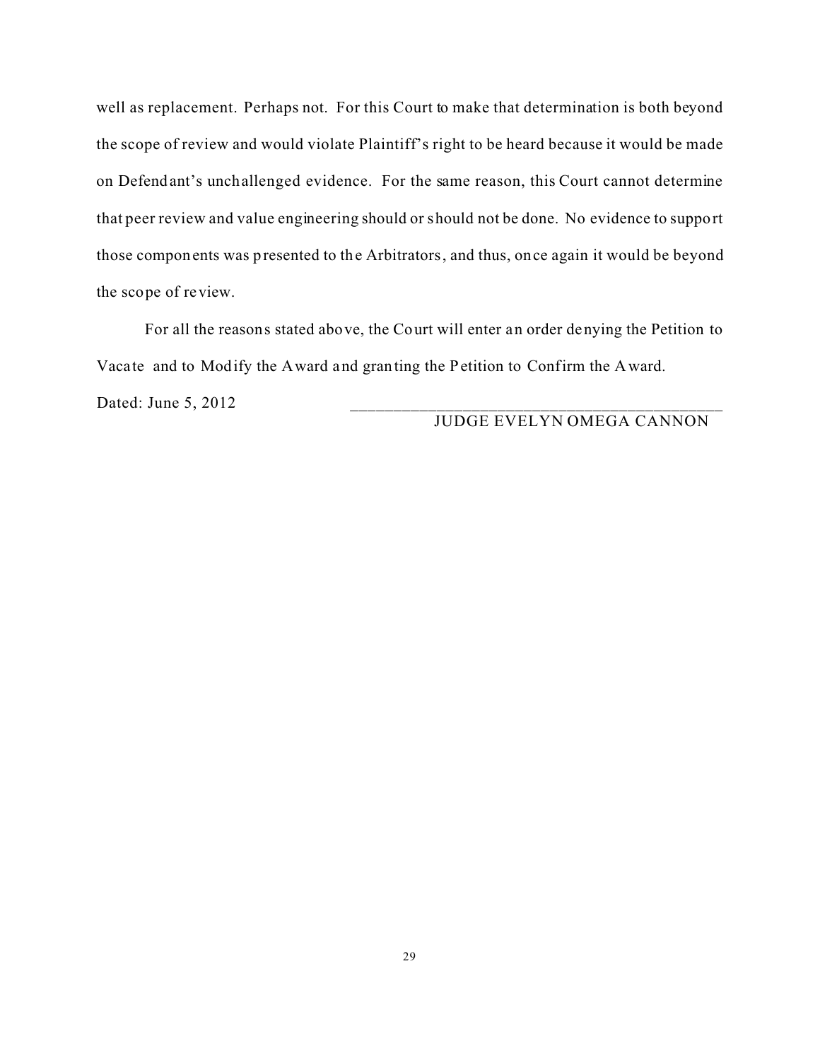well as replacement. Perhaps not. For this Court to make that determination is both beyond the scope of review and would violate Plaintiff's right to be heard because it would be made on Defendant's unchallenged evidence. For the same reason, this Court cannot determine that peer review and value engineering should or should not be done. No evidence to support those components was presented to the Arbitrators, and thus, once again it would be beyond the scope of review.

For all the reasons stated above, the Court will enter an order denying the Petition to Vacate and to Modify the Award and granting the Petition to Confirm the Award.

Dated: June 5, 2012

\_\_\_\_\_\_\_\_\_\_\_\_\_\_\_\_\_\_\_\_\_\_\_\_\_\_\_\_\_\_\_\_\_\_\_\_\_\_\_\_\_\_\_\_

JUDGE EVELYN OMEGA CANNON